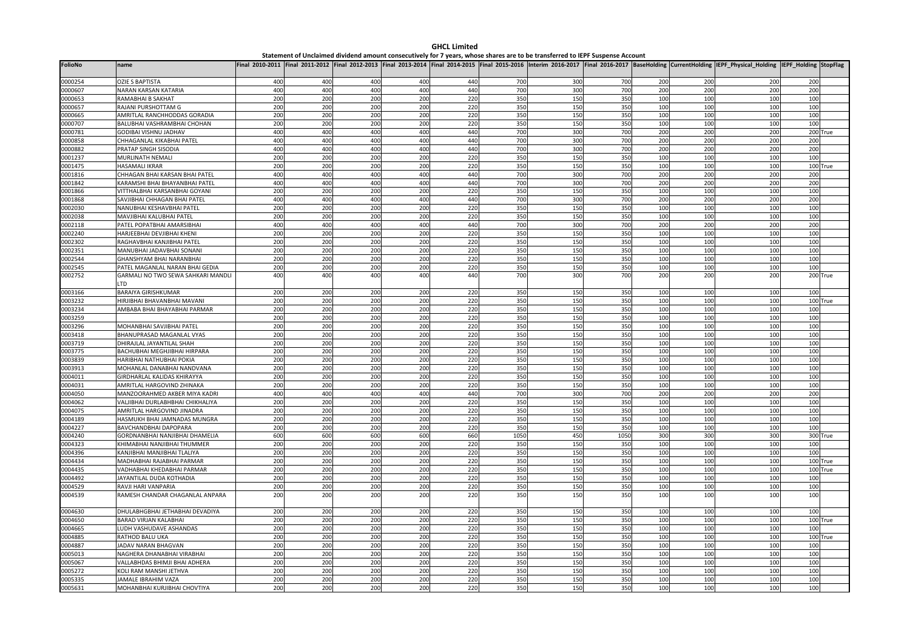# GHCL Limited

Statement of Unclaimed dividend amount consecutively for 7 years, whose shares are to be transferred to IEPF Suspense Account

| FolioNo | name | Final 2010-2011 | Final 2011-2012 | Final 2012-2013 | Final 2013-2014 | Final 2014-2015 | Final 2015-2016 | Interim 2016-2017 | Final 2016-2017 | BaseHolding | CurrentHolding | IEPF_Physical_Holding | IEPF_Holding | StopFlag |
|---|---|---|---|---|---|---|---|---|---|---|---|---|---|---|
| 0000254 | OZIE S BAPTISTA | 400 | 400 | 400 | 400 | 440 | 700 | 300 | 700 | 200 | 200 | 200 | 200 | |
| 0000607 | NARAN KARSAN KATARIA | 400 | 400 | 400 | 400 | 440 | 700 | 300 | 700 | 200 | 200 | 200 | 200 | |
| 0000653 | RAMABHAI B SAKHAT | 200 | 200 | 200 | 200 | 220 | 350 | 150 | 350 | 100 | 100 | 100 | 100 | |
| 0000657 | RAJANI PURSHOTTAM G | 200 | 200 | 200 | 200 | 220 | 350 | 150 | 350 | 100 | 100 | 100 | 100 | |
| 0000665 | AMRITLAL RANCHHODDAS GORADIA | 200 | 200 | 200 | 200 | 220 | 350 | 150 | 350 | 100 | 100 | 100 | 100 | |
| 0000707 | BALUBHAI VASHRAMBHAI CHOHAN | 200 | 200 | 200 | 200 | 220 | 350 | 150 | 350 | 100 | 100 | 100 | 100 | |
| 0000781 | GODIBAI VISHNU JADHAV | 400 | 400 | 400 | 400 | 440 | 700 | 300 | 700 | 200 | 200 | 200 | 200 | True |
| 0000858 | CHHAGANLAL KIKABHAI PATEL | 400 | 400 | 400 | 400 | 440 | 700 | 300 | 700 | 200 | 200 | 200 | 200 | |
| 0000882 | PRATAP SINGH SISODIA | 400 | 400 | 400 | 400 | 440 | 700 | 300 | 700 | 200 | 200 | 200 | 200 | |
| 0001237 | MURLINATH NEMALI | 200 | 200 | 200 | 200 | 220 | 350 | 150 | 350 | 100 | 100 | 100 | 100 | |
| 0001475 | HASAMALI IKRAR | 200 | 200 | 200 | 200 | 220 | 350 | 150 | 350 | 100 | 100 | 100 | 100 | True |
| 0001816 | CHHAGAN BHAI KARSAN BHAI PATEL | 400 | 400 | 400 | 400 | 440 | 700 | 300 | 700 | 200 | 200 | 200 | 200 | |
| 0001842 | KARAMSHI BHAI BHAYANBHAI PATEL | 400 | 400 | 400 | 400 | 440 | 700 | 300 | 700 | 200 | 200 | 200 | 200 | |
| 0001866 | VITTHALBHAI KARSANBHAI GOYANI | 200 | 200 | 200 | 200 | 220 | 350 | 150 | 350 | 100 | 100 | 100 | 100 | |
| 0001868 | SAVJIBHAI CHHAGAN BHAI PATEL | 400 | 400 | 400 | 400 | 440 | 700 | 300 | 700 | 200 | 200 | 200 | 200 | |
| 0002030 | NANUBHAI KESHAVBHAI PATEL | 200 | 200 | 200 | 200 | 220 | 350 | 150 | 350 | 100 | 100 | 100 | 100 | |
| 0002038 | MAVJIBHAI KALUBHAI PATEL | 200 | 200 | 200 | 200 | 220 | 350 | 150 | 350 | 100 | 100 | 100 | 100 | |
| 0002118 | PATEL POPATBHAI AMARSIBHAI | 400 | 400 | 400 | 400 | 440 | 700 | 300 | 700 | 200 | 200 | 200 | 200 | |
| 0002240 | HARJEEBHAI DEVJIBHAI KHENI | 200 | 200 | 200 | 200 | 220 | 350 | 150 | 350 | 100 | 100 | 100 | 100 | |
| 0002302 | RAGHAVBHAI KANJIBHAI PATEL | 200 | 200 | 200 | 200 | 220 | 350 | 150 | 350 | 100 | 100 | 100 | 100 | |
| 0002351 | MANUBHAI JADAVBHAI SONANI | 200 | 200 | 200 | 200 | 220 | 350 | 150 | 350 | 100 | 100 | 100 | 100 | |
| 0002544 | GHANSHYAM BHAI NARANBHAI | 200 | 200 | 200 | 200 | 220 | 350 | 150 | 350 | 100 | 100 | 100 | 100 | |
| 0002545 | PATEL MAGANLAL NARAN BHAI GEDIA | 200 | 200 | 200 | 200 | 220 | 350 | 150 | 350 | 100 | 100 | 100 | 100 | |
| 0002752 | GARMALI NO TWO SEWA SAHKARI MANDLI LTD | 400 | 400 | 400 | 400 | 440 | 700 | 300 | 700 | 200 | 200 | 200 | 200 | True |
| 0003166 | BARAIYA GIRISHKUMAR | 200 | 200 | 200 | 200 | 220 | 350 | 150 | 350 | 100 | 100 | 100 | 100 | |
| 0003232 | HIRJIBHAI BHAVANBHAI MAVANI | 200 | 200 | 200 | 200 | 220 | 350 | 150 | 350 | 100 | 100 | 100 | 100 | True |
| 0003234 | AMBABA BHAI BHAYABHAI PARMAR | 200 | 200 | 200 | 200 | 220 | 350 | 150 | 350 | 100 | 100 | 100 | 100 | |
| 0003259 | | 200 | 200 | 200 | 200 | 220 | 350 | 150 | 350 | 100 | 100 | 100 | 100 | |
| 0003296 | MOHANBHAI SAVJIBHAI PATEL | 200 | 200 | 200 | 200 | 220 | 350 | 150 | 350 | 100 | 100 | 100 | 100 | |
| 0003418 | BHANUPRASAD MAGANLAL VYAS | 200 | 200 | 200 | 200 | 220 | 350 | 150 | 350 | 100 | 100 | 100 | 100 | |
| 0003719 | DHIRAJLAL JAYANTILAL SHAH | 200 | 200 | 200 | 200 | 220 | 350 | 150 | 350 | 100 | 100 | 100 | 100 | |
| 0003775 | BACHUBHAI MEGHJIBHAI HIRPARA | 200 | 200 | 200 | 200 | 220 | 350 | 150 | 350 | 100 | 100 | 100 | 100 | |
| 0003839 | HARIBHAI NATHUBHAI POKIA | 200 | 200 | 200 | 200 | 220 | 350 | 150 | 350 | 100 | 100 | 100 | 100 | |
| 0003913 | MOHANLAL DANABHAI NANDVANA | 200 | 200 | 200 | 200 | 220 | 350 | 150 | 350 | 100 | 100 | 100 | 100 | |
| 0004011 | GIRDHARLAL KALIDAS KHIRAYYA | 200 | 200 | 200 | 200 | 220 | 350 | 150 | 350 | 100 | 100 | 100 | 100 | |
| 0004031 | AMRITLAL HARGOVIND ZHINAKA | 200 | 200 | 200 | 200 | 220 | 350 | 150 | 350 | 100 | 100 | 100 | 100 | |
| 0004050 | MANZOORAHMED AKBER MIYA KADRI | 400 | 400 | 400 | 400 | 440 | 700 | 300 | 700 | 200 | 200 | 200 | 200 | |
| 0004062 | VALJIBHAI DURLABHBHAI CHIKHALIYA | 200 | 200 | 200 | 200 | 220 | 350 | 150 | 350 | 100 | 100 | 100 | 100 | |
| 0004075 | AMRITLAL HARGOVIND JINADRA | 200 | 200 | 200 | 200 | 220 | 350 | 150 | 350 | 100 | 100 | 100 | 100 | |
| 0004189 | HASMUKH BHAI JAMNADAS MUNGRA | 200 | 200 | 200 | 200 | 220 | 350 | 150 | 350 | 100 | 100 | 100 | 100 | |
| 0004227 | BAVCHANDBHAI DAPOPARA | 200 | 200 | 200 | 200 | 220 | 350 | 150 | 350 | 100 | 100 | 100 | 100 | |
| 0004240 | GORDNANBHAI NANJIBHAI DHAMELIA | 600 | 600 | 600 | 600 | 660 | 1050 | 450 | 1050 | 300 | 300 | 300 | 300 | True |
| 0004323 | KHIMABHAI NANJIBHAI THUMMER | 200 | 200 | 200 | 200 | 220 | 350 | 150 | 350 | 100 | 100 | 100 | 100 | |
| 0004396 | KANJIBHAI MANJIBHAI TLALIYA | 200 | 200 | 200 | 200 | 220 | 350 | 150 | 350 | 100 | 100 | 100 | 100 | |
| 0004434 | MADHABHAI RAJABHAI PARMAR | 200 | 200 | 200 | 200 | 220 | 350 | 150 | 350 | 100 | 100 | 100 | 100 | True |
| 0004435 | VADHABHAI KHEDABHAI PARMAR | 200 | 200 | 200 | 200 | 220 | 350 | 150 | 350 | 100 | 100 | 100 | 100 | True |
| 0004492 | JAYANTILAL DUDA KOTHADIA | 200 | 200 | 200 | 200 | 220 | 350 | 150 | 350 | 100 | 100 | 100 | 100 | |
| 0004529 | RAVJI HARI VANPARIA | 200 | 200 | 200 | 200 | 220 | 350 | 150 | 350 | 100 | 100 | 100 | 100 | |
| 0004539 | RAMESH CHANDAR CHAGANLAL ANPARA | 200 | 200 | 200 | 200 | 220 | 350 | 150 | 350 | 100 | 100 | 100 | 100 | |
| 0004630 | DHULABHGBHAI JETHABHAI DEVADIYA | 200 | 200 | 200 | 200 | 220 | 350 | 150 | 350 | 100 | 100 | 100 | 100 | |
| 0004650 | BARAD VIRJAN KALABHAI | 200 | 200 | 200 | 200 | 220 | 350 | 150 | 350 | 100 | 100 | 100 | 100 | True |
| 0004665 | LUDH VASHUDAVE ASHANDAS | 200 | 200 | 200 | 200 | 220 | 350 | 150 | 350 | 100 | 100 | 100 | 100 | |
| 0004885 | RATHOD BALU UKA | 200 | 200 | 200 | 200 | 220 | 350 | 150 | 350 | 100 | 100 | 100 | 100 | True |
| 0004887 | JADAV NARAN BHAGVAN | 200 | 200 | 200 | 200 | 220 | 350 | 150 | 350 | 100 | 100 | 100 | 100 | |
| 0005013 | NAGHERA DHANABHAI VIRABHAI | 200 | 200 | 200 | 200 | 220 | 350 | 150 | 350 | 100 | 100 | 100 | 100 | |
| 0005067 | VALLABHDAS BHIMJI BHAI ADHERA | 200 | 200 | 200 | 200 | 220 | 350 | 150 | 350 | 100 | 100 | 100 | 100 | |
| 0005272 | KOLI RAM MANSHI JETHVA | 200 | 200 | 200 | 200 | 220 | 350 | 150 | 350 | 100 | 100 | 100 | 100 | |
| 0005335 | JAMALE IBRAHIM VAZA | 200 | 200 | 200 | 200 | 220 | 350 | 150 | 350 | 100 | 100 | 100 | 100 | |
| 0005631 | MOHANBHAI KURJIBHAI CHOVTIYA | 200 | 200 | 200 | 200 | 220 | 350 | 150 | 350 | 100 | 100 | 100 | 100 | |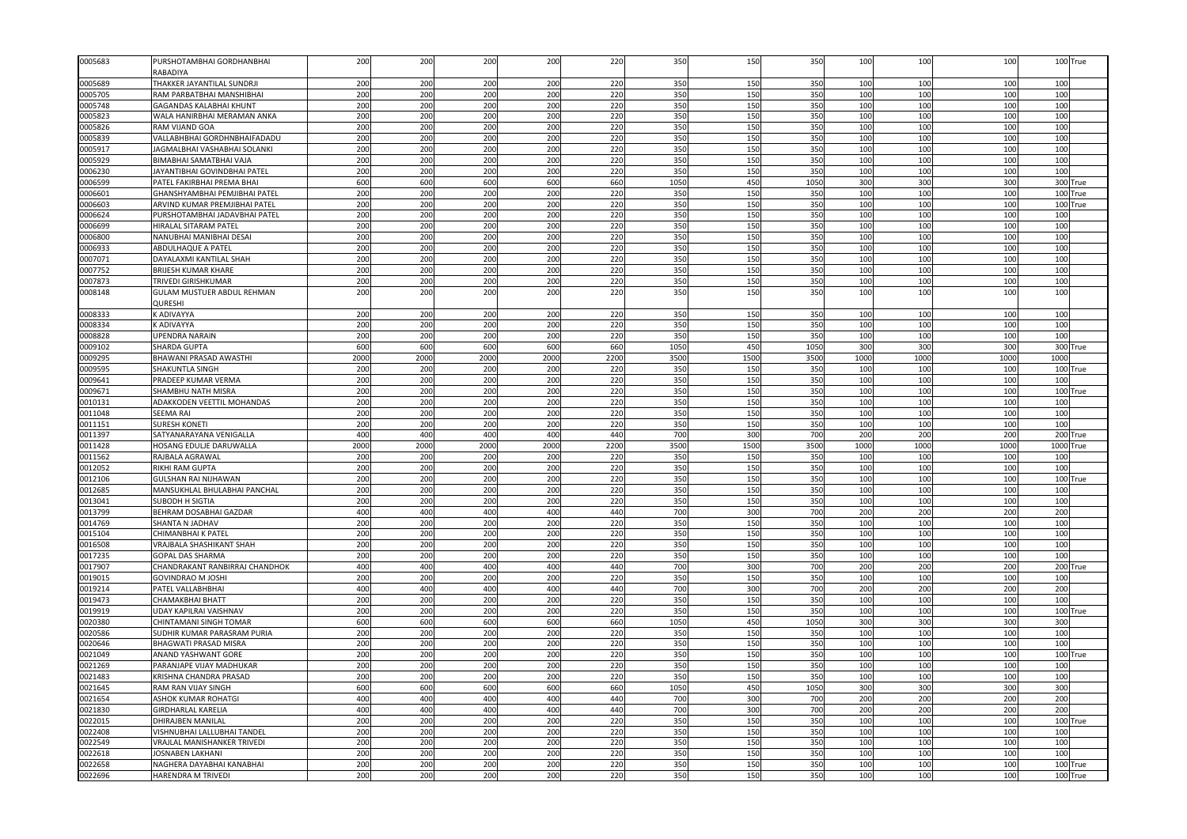| | | | | | | | | | | | | | |
|---|---|---|---|---|---|---|---|---|---|---|---|---|---|
| 0005683 | PURSHOTAMBHAI GORDHANBHAI RABADIYA | 200 | 200 | 200 | 200 | 220 | 350 | 150 | 350 | 100 | 100 | 100 | 100 True |
| 0005689 | THAKKER JAYANTILAL SUNDRJI | 200 | 200 | 200 | 200 | 220 | 350 | 150 | 350 | 100 | 100 | 100 | 100 |
| 0005705 | RAM PARBATBHAI MANSHIBHAI | 200 | 200 | 200 | 200 | 220 | 350 | 150 | 350 | 100 | 100 | 100 | 100 |
| 0005748 | GAGANDAS KALABHAI KHUNT | 200 | 200 | 200 | 200 | 220 | 350 | 150 | 350 | 100 | 100 | 100 | 100 |
| 0005823 | WALA HANIRBHAI MERAMAN ANKA | 200 | 200 | 200 | 200 | 220 | 350 | 150 | 350 | 100 | 100 | 100 | 100 |
| 0005826 | RAM VIJAND GOA | 200 | 200 | 200 | 200 | 220 | 350 | 150 | 350 | 100 | 100 | 100 | 100 |
| 0005839 | VALLABHBHAI GORDHNBHAIFADADU | 200 | 200 | 200 | 200 | 220 | 350 | 150 | 350 | 100 | 100 | 100 | 100 |
| 0005917 | JAGMALBHAI VASHABHAI SOLANKI | 200 | 200 | 200 | 200 | 220 | 350 | 150 | 350 | 100 | 100 | 100 | 100 |
| 0005929 | BIMABHAI SAMATBHAI VAJA | 200 | 200 | 200 | 200 | 220 | 350 | 150 | 350 | 100 | 100 | 100 | 100 |
| 0006230 | JAYANTIBHAI GOVINDBHAI PATEL | 200 | 200 | 200 | 200 | 220 | 350 | 150 | 350 | 100 | 100 | 100 | 100 |
| 0006599 | PATEL FAKIRBHAI PREMA BHAI | 600 | 600 | 600 | 600 | 660 | 1050 | 450 | 1050 | 300 | 300 | 300 | 300 True |
| 0006601 | GHANSHYAMBHAI PEMJIBHAI PATEL | 200 | 200 | 200 | 200 | 220 | 350 | 150 | 350 | 100 | 100 | 100 | 100 True |
| 0006603 | ARVIND KUMAR PREMJIBHAI PATEL | 200 | 200 | 200 | 200 | 220 | 350 | 150 | 350 | 100 | 100 | 100 | 100 True |
| 0006624 | PURSHOTAMBHAI JADAVBHAI PATEL | 200 | 200 | 200 | 200 | 220 | 350 | 150 | 350 | 100 | 100 | 100 | 100 |
| 0006699 | HIRALAL SITARAM PATEL | 200 | 200 | 200 | 200 | 220 | 350 | 150 | 350 | 100 | 100 | 100 | 100 |
| 0006800 | NANUBHAI MANIBHAI DESAI | 200 | 200 | 200 | 200 | 220 | 350 | 150 | 350 | 100 | 100 | 100 | 100 |
| 0006933 | ABDULHAQUE A PATEL | 200 | 200 | 200 | 200 | 220 | 350 | 150 | 350 | 100 | 100 | 100 | 100 |
| 0007071 | DAYALAXMI KANTILAL SHAH | 200 | 200 | 200 | 200 | 220 | 350 | 150 | 350 | 100 | 100 | 100 | 100 |
| 0007752 | BRIJESH KUMAR KHARE | 200 | 200 | 200 | 200 | 220 | 350 | 150 | 350 | 100 | 100 | 100 | 100 |
| 0007873 | TRIVEDI GIRISHKUMAR | 200 | 200 | 200 | 200 | 220 | 350 | 150 | 350 | 100 | 100 | 100 | 100 |
| 0008148 | GULAM MUSTUER ABDUL REHMAN QURESHI | 200 | 200 | 200 | 200 | 220 | 350 | 150 | 350 | 100 | 100 | 100 | 100 |
| 0008333 | K ADIVAYYA | 200 | 200 | 200 | 200 | 220 | 350 | 150 | 350 | 100 | 100 | 100 | 100 |
| 0008334 | K ADIVAYYA | 200 | 200 | 200 | 200 | 220 | 350 | 150 | 350 | 100 | 100 | 100 | 100 |
| 0008828 | UPENDRA NARAIN | 200 | 200 | 200 | 200 | 220 | 350 | 150 | 350 | 100 | 100 | 100 | 100 |
| 0009102 | SHARDA GUPTA | 600 | 600 | 600 | 600 | 660 | 1050 | 450 | 1050 | 300 | 300 | 300 | 300 True |
| 0009295 | BHAWANI PRASAD AWASTHI | 2000 | 2000 | 2000 | 2000 | 2200 | 3500 | 1500 | 3500 | 1000 | 1000 | 1000 | 1000 |
| 0009595 | SHAKUNTLA SINGH | 200 | 200 | 200 | 200 | 220 | 350 | 150 | 350 | 100 | 100 | 100 | 100 True |
| 0009641 | PRADEEP KUMAR VERMA | 200 | 200 | 200 | 200 | 220 | 350 | 150 | 350 | 100 | 100 | 100 | 100 |
| 0009671 | SHAMBHU NATH MISRA | 200 | 200 | 200 | 200 | 220 | 350 | 150 | 350 | 100 | 100 | 100 | 100 True |
| 0010131 | ADAKKODEN VEETTIL MOHANDAS | 200 | 200 | 200 | 200 | 220 | 350 | 150 | 350 | 100 | 100 | 100 | 100 |
| 0011048 | SEEMA RAI | 200 | 200 | 200 | 200 | 220 | 350 | 150 | 350 | 100 | 100 | 100 | 100 |
| 0011151 | SURESH KONETI | 200 | 200 | 200 | 200 | 220 | 350 | 150 | 350 | 100 | 100 | 100 | 100 |
| 0011397 | SATYANARAYANA VENIGALLA | 400 | 400 | 400 | 400 | 440 | 700 | 300 | 700 | 200 | 200 | 200 | 200 True |
| 0011428 | HOSANG EDULJE DARUWALLA | 2000 | 2000 | 2000 | 2000 | 2200 | 3500 | 1500 | 3500 | 1000 | 1000 | 1000 | 1000 True |
| 0011562 | RAJBALA AGRAWAL | 200 | 200 | 200 | 200 | 220 | 350 | 150 | 350 | 100 | 100 | 100 | 100 |
| 0012052 | RIKHI RAM GUPTA | 200 | 200 | 200 | 200 | 220 | 350 | 150 | 350 | 100 | 100 | 100 | 100 |
| 0012106 | GULSHAN RAI NIJHAWAN | 200 | 200 | 200 | 200 | 220 | 350 | 150 | 350 | 100 | 100 | 100 | 100 True |
| 0012685 | MANSUKHLAL BHULABHAI PANCHAL | 200 | 200 | 200 | 200 | 220 | 350 | 150 | 350 | 100 | 100 | 100 | 100 |
| 0013041 | SUBODH H SIGTIA | 200 | 200 | 200 | 200 | 220 | 350 | 150 | 350 | 100 | 100 | 100 | 100 |
| 0013799 | BEHRAM DOSABHAI GAZDAR | 400 | 400 | 400 | 400 | 440 | 700 | 300 | 700 | 200 | 200 | 200 | 200 |
| 0014769 | SHANTA N JADHAV | 200 | 200 | 200 | 200 | 220 | 350 | 150 | 350 | 100 | 100 | 100 | 100 |
| 0015104 | CHIMANBHAI K PATEL | 200 | 200 | 200 | 200 | 220 | 350 | 150 | 350 | 100 | 100 | 100 | 100 |
| 0016508 | VRAJBALA SHASHIKANT SHAH | 200 | 200 | 200 | 200 | 220 | 350 | 150 | 350 | 100 | 100 | 100 | 100 |
| 0017235 | GOPAL DAS SHARMA | 200 | 200 | 200 | 200 | 220 | 350 | 150 | 350 | 100 | 100 | 100 | 100 |
| 0017907 | CHANDRAKANT RANBIRRAJ CHANDHOK | 400 | 400 | 400 | 400 | 440 | 700 | 300 | 700 | 200 | 200 | 200 | 200 True |
| 0019015 | GOVINDRAO M JOSHI | 200 | 200 | 200 | 200 | 220 | 350 | 150 | 350 | 100 | 100 | 100 | 100 |
| 0019214 | PATEL VALLABHBHAI | 400 | 400 | 400 | 400 | 440 | 700 | 300 | 700 | 200 | 200 | 200 | 200 |
| 0019473 | CHAMAKBHAI BHATT | 200 | 200 | 200 | 200 | 220 | 350 | 150 | 350 | 100 | 100 | 100 | 100 |
| 0019919 | UDAY KAPILRAI VAISHNAV | 200 | 200 | 200 | 200 | 220 | 350 | 150 | 350 | 100 | 100 | 100 | 100 True |
| 0020380 | CHINTAMANI SINGH TOMAR | 600 | 600 | 600 | 600 | 660 | 1050 | 450 | 1050 | 300 | 300 | 300 | 300 |
| 0020586 | SUDHIR KUMAR PARASRAM PURIA | 200 | 200 | 200 | 200 | 220 | 350 | 150 | 350 | 100 | 100 | 100 | 100 |
| 0020646 | BHAGWATI PRASAD MISRA | 200 | 200 | 200 | 200 | 220 | 350 | 150 | 350 | 100 | 100 | 100 | 100 |
| 0021049 | ANAND YASHWANT GORE | 200 | 200 | 200 | 200 | 220 | 350 | 150 | 350 | 100 | 100 | 100 | 100 True |
| 0021269 | PARANJAPE VIJAY MADHUKAR | 200 | 200 | 200 | 200 | 220 | 350 | 150 | 350 | 100 | 100 | 100 | 100 |
| 0021483 | KRISHNA CHANDRA PRASAD | 200 | 200 | 200 | 200 | 220 | 350 | 150 | 350 | 100 | 100 | 100 | 100 |
| 0021645 | RAM RAN VIJAY SINGH | 600 | 600 | 600 | 600 | 660 | 1050 | 450 | 1050 | 300 | 300 | 300 | 300 |
| 0021654 | ASHOK KUMAR ROHATGI | 400 | 400 | 400 | 400 | 440 | 700 | 300 | 700 | 200 | 200 | 200 | 200 |
| 0021830 | GIRDHARLAL KARELIA | 400 | 400 | 400 | 400 | 440 | 700 | 300 | 700 | 200 | 200 | 200 | 200 |
| 0022015 | DHIRAJBEN MANILAL | 200 | 200 | 200 | 200 | 220 | 350 | 150 | 350 | 100 | 100 | 100 | 100 True |
| 0022408 | VISHNUBHAI LALLUBHAI TANDEL | 200 | 200 | 200 | 200 | 220 | 350 | 150 | 350 | 100 | 100 | 100 | 100 |
| 0022549 | VRAJLAL MANISHANKER TRIVEDI | 200 | 200 | 200 | 200 | 220 | 350 | 150 | 350 | 100 | 100 | 100 | 100 |
| 0022618 | JOSNABEN LAKHANI | 200 | 200 | 200 | 200 | 220 | 350 | 150 | 350 | 100 | 100 | 100 | 100 |
| 0022658 | NAGHERA DAYABHAI KANABHAI | 200 | 200 | 200 | 200 | 220 | 350 | 150 | 350 | 100 | 100 | 100 | 100 True |
| 0022696 | HARENDRA M TRIVEDI | 200 | 200 | 200 | 200 | 220 | 350 | 150 | 350 | 100 | 100 | 100 | 100 True |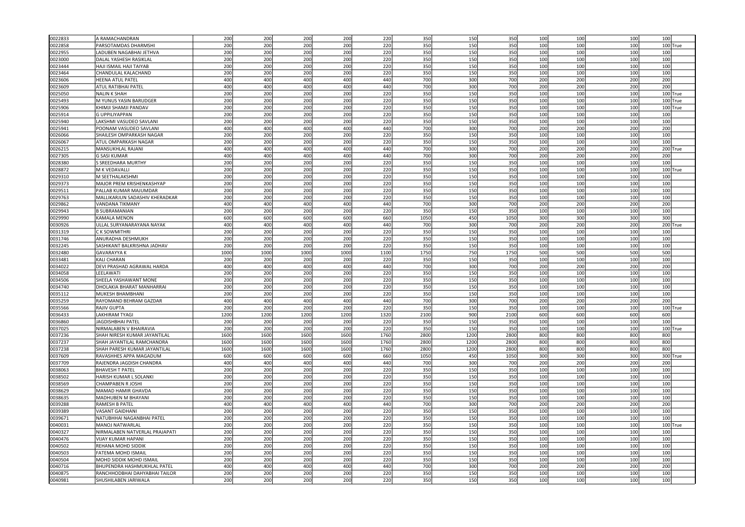| | | | | | | | | | | | | | |
|---|---|---|---|---|---|---|---|---|---|---|---|---|---|
| 0022833 | A RAMACHANDRAN | 200 | 200 | 200 | 200 | 220 | 350 | 150 | 350 | 100 | 100 | 100 | 100 |
| 0022858 | PARSOTAMDAS DHARMSHI | 200 | 200 | 200 | 200 | 220 | 350 | 150 | 350 | 100 | 100 | 100 | 100 True |
| 0022955 | LADUBEN NAGABHAI JETHVA | 200 | 200 | 200 | 200 | 220 | 350 | 150 | 350 | 100 | 100 | 100 | 100 |
| 0023000 | DALAL YASHESH RASIKLAL | 200 | 200 | 200 | 200 | 220 | 350 | 150 | 350 | 100 | 100 | 100 | 100 |
| 0023444 | HAJI ISMAIL HAJI TAIYAB | 200 | 200 | 200 | 200 | 220 | 350 | 150 | 350 | 100 | 100 | 100 | 100 |
| 0023464 | CHANDULAL KALACHAND | 200 | 200 | 200 | 200 | 220 | 350 | 150 | 350 | 100 | 100 | 100 | 100 |
| 0023606 | HEENA ATUL PATEL | 400 | 400 | 400 | 400 | 440 | 700 | 300 | 700 | 200 | 200 | 200 | 200 |
| 0023609 | ATUL RATIBHAI PATEL | 400 | 400 | 400 | 400 | 440 | 700 | 300 | 700 | 200 | 200 | 200 | 200 |
| 0025050 | NALIN K SHAH | 200 | 200 | 200 | 200 | 220 | 350 | 150 | 350 | 100 | 100 | 100 | 100 True |
| 0025493 | M YUNUS YASIN BARUDGER | 200 | 200 | 200 | 200 | 220 | 350 | 150 | 350 | 100 | 100 | 100 | 100 True |
| 0025906 | KHIMJI SHAMJI PANDAV | 200 | 200 | 200 | 200 | 220 | 350 | 150 | 350 | 100 | 100 | 100 | 100 True |
| 0025914 | G UPPILIYAPPAN | 200 | 200 | 200 | 200 | 220 | 350 | 150 | 350 | 100 | 100 | 100 | 100 |
| 0025940 | LAKSHMI VASUDEO SAVLANI | 200 | 200 | 200 | 200 | 220 | 350 | 150 | 350 | 100 | 100 | 100 | 100 |
| 0025941 | POONAM VASUDEO SAVLANI | 400 | 400 | 400 | 400 | 440 | 700 | 300 | 700 | 200 | 200 | 200 | 200 |
| 0026066 | SHAILESH OMPARKASH NAGAR | 200 | 200 | 200 | 200 | 220 | 350 | 150 | 350 | 100 | 100 | 100 | 100 |
| 0026067 | ATUL OMPARKASH NAGAR | 200 | 200 | 200 | 200 | 220 | 350 | 150 | 350 | 100 | 100 | 100 | 100 |
| 0026215 | MANSUKHLAL RAJANI | 400 | 400 | 400 | 400 | 440 | 700 | 300 | 700 | 200 | 200 | 200 | 200 True |
| 0027305 | G SASI KUMAR | 400 | 400 | 400 | 400 | 440 | 700 | 300 | 700 | 200 | 200 | 200 | 200 |
| 0028380 | S SREEDHARA MURTHY | 200 | 200 | 200 | 200 | 220 | 350 | 150 | 350 | 100 | 100 | 100 | 100 |
| 0028872 | M K VEDAVALLI | 200 | 200 | 200 | 200 | 220 | 350 | 150 | 350 | 100 | 100 | 100 | 100 True |
| 0029310 | M SEETHALAKSHMI | 200 | 200 | 200 | 200 | 220 | 350 | 150 | 350 | 100 | 100 | 100 | 100 |
| 0029373 | MAJOR PREM KRISHENKASHYAP | 200 | 200 | 200 | 200 | 220 | 350 | 150 | 350 | 100 | 100 | 100 | 100 |
| 0029511 | PALLAB KUMAR MAJUMDAR | 200 | 200 | 200 | 200 | 220 | 350 | 150 | 350 | 100 | 100 | 100 | 100 |
| 0029763 | MALLIKARJUN SADASHIV KHERADKAR | 200 | 200 | 200 | 200 | 220 | 350 | 150 | 350 | 100 | 100 | 100 | 100 |
| 0029862 | VANDANA TIKMANY | 400 | 400 | 400 | 400 | 440 | 700 | 300 | 700 | 200 | 200 | 200 | 200 |
| 0029943 | B SUBRAMANIAN | 200 | 200 | 200 | 200 | 220 | 350 | 150 | 350 | 100 | 100 | 100 | 100 |
| 0029990 | KAMALA MENON | 600 | 600 | 600 | 600 | 660 | 1050 | 450 | 1050 | 300 | 300 | 300 | 300 |
| 0030926 | ULLAL SURYANARAYANA NAYAK | 400 | 400 | 400 | 400 | 440 | 700 | 300 | 700 | 200 | 200 | 200 | 200 True |
| 0031319 | C K SOWMITHRI | 200 | 200 | 200 | 200 | 220 | 350 | 150 | 350 | 100 | 100 | 100 | 100 |
| 0031746 | ANURADHA DESHMUKH | 200 | 200 | 200 | 200 | 220 | 350 | 150 | 350 | 100 | 100 | 100 | 100 |
| 0032245 | SASHIKANT BALKRISHNA JADHAV | 200 | 200 | 200 | 200 | 220 | 350 | 150 | 350 | 100 | 100 | 100 | 100 |
| 0032480 | GAVARAYYA K | 1000 | 1000 | 1000 | 1000 | 1100 | 1750 | 750 | 1750 | 500 | 500 | 500 | 500 |
| 0033481 | KALI CHARAN | 200 | 200 | 200 | 200 | 220 | 350 | 150 | 350 | 100 | 100 | 100 | 100 |
| 0034022 | DEVI PRASHAD AGRAWAL HARDA | 400 | 400 | 400 | 400 | 440 | 700 | 300 | 700 | 200 | 200 | 200 | 200 |
| 0034058 | LEELAWATI | 200 | 200 | 200 | 200 | 220 | 350 | 150 | 350 | 100 | 100 | 100 | 100 |
| 0034506 | SHEELA YASHAWANT MONE | 200 | 200 | 200 | 200 | 220 | 350 | 150 | 350 | 100 | 100 | 100 | 100 |
| 0034740 | DHOLAKIA BHARAT MANHARRAI | 200 | 200 | 200 | 200 | 220 | 350 | 150 | 350 | 100 | 100 | 100 | 100 |
| 0035112 | MUKESH BHAMBHANI | 200 | 200 | 200 | 200 | 220 | 350 | 150 | 350 | 100 | 100 | 100 | 100 |
| 0035259 | RAYOMAND BEHRAM GAZDAR | 400 | 400 | 400 | 400 | 440 | 700 | 300 | 700 | 200 | 200 | 200 | 200 |
| 0035566 | RAJIV GUPTA | 200 | 200 | 200 | 200 | 220 | 350 | 150 | 350 | 100 | 100 | 100 | 100 True |
| 0036433 | LAKHIRAM TYAGI | 1200 | 1200 | 1200 | 1200 | 1320 | 2100 | 900 | 2100 | 600 | 600 | 600 | 600 |
| 0036860 | JAGDISHBHAI PATEL | 200 | 200 | 200 | 200 | 220 | 350 | 150 | 350 | 100 | 100 | 100 | 100 |
| 0037025 | NIRMALABEN V BHAIRAVIA | 200 | 200 | 200 | 200 | 220 | 350 | 150 | 350 | 100 | 100 | 100 | 100 True |
| 0037236 | SHAH NIRESH KUMAR JAYANTILAL | 1600 | 1600 | 1600 | 1600 | 1760 | 2800 | 1200 | 2800 | 800 | 800 | 800 | 800 |
| 0037237 | SHAH JAYANTILAL RAMCHANDRA | 1600 | 1600 | 1600 | 1600 | 1760 | 2800 | 1200 | 2800 | 800 | 800 | 800 | 800 |
| 0037238 | SHAH PARESH KUMAR JAYANTILAL | 1600 | 1600 | 1600 | 1600 | 1760 | 2800 | 1200 | 2800 | 800 | 800 | 800 | 800 |
| 0037609 | RAVASHHES APPA MAGADUM | 600 | 600 | 600 | 600 | 660 | 1050 | 450 | 1050 | 300 | 300 | 300 | 300 True |
| 0037709 | RAJENDRA JAGDISH CHANDRA | 400 | 400 | 400 | 400 | 440 | 700 | 300 | 700 | 200 | 200 | 200 | 200 |
| 0038063 | BHAVESH T PATEL | 200 | 200 | 200 | 200 | 220 | 350 | 150 | 350 | 100 | 100 | 100 | 100 |
| 0038502 | HARISH KUMAR L SOLANKI | 200 | 200 | 200 | 200 | 220 | 350 | 150 | 350 | 100 | 100 | 100 | 100 |
| 0038569 | CHAMPABEN R JOSHI | 200 | 200 | 200 | 200 | 220 | 350 | 150 | 350 | 100 | 100 | 100 | 100 |
| 0038629 | MAMAD HAMIR GHAVDA | 200 | 200 | 200 | 200 | 220 | 350 | 150 | 350 | 100 | 100 | 100 | 100 |
| 0038635 | MADHUBEN M BHAYANI | 200 | 200 | 200 | 200 | 220 | 350 | 150 | 350 | 100 | 100 | 100 | 100 |
| 0039288 | RAMESH B PATEL | 400 | 400 | 400 | 400 | 440 | 700 | 300 | 700 | 200 | 200 | 200 | 200 |
| 0039389 | VASANT GAIDHANI | 200 | 200 | 200 | 200 | 220 | 350 | 150 | 350 | 100 | 100 | 100 | 100 |
| 0039671 | NATUBHHAI NAGANBHAI PATEL | 200 | 200 | 200 | 200 | 220 | 350 | 150 | 350 | 100 | 100 | 100 | 100 |
| 0040031 | MANOJ NATWARLAL | 200 | 200 | 200 | 200 | 220 | 350 | 150 | 350 | 100 | 100 | 100 | 100 True |
| 0040327 | NIRMALABEN NATVERLAL PRAJAPATI | 200 | 200 | 200 | 200 | 220 | 350 | 150 | 350 | 100 | 100 | 100 | 100 |
| 0040476 | VIJAY KUMAR HAPANI | 200 | 200 | 200 | 200 | 220 | 350 | 150 | 350 | 100 | 100 | 100 | 100 |
| 0040502 | REHANA MOHD SIDDIK | 200 | 200 | 200 | 200 | 220 | 350 | 150 | 350 | 100 | 100 | 100 | 100 |
| 0040503 | FATEMA MOHD ISMAIL | 200 | 200 | 200 | 200 | 220 | 350 | 150 | 350 | 100 | 100 | 100 | 100 |
| 0040504 | MOHD SIDDIK MOHD ISMAIL | 200 | 200 | 200 | 200 | 220 | 350 | 150 | 350 | 100 | 100 | 100 | 100 |
| 0040716 | BHUPENDRA HASHMUKHLAL PATEL | 400 | 400 | 400 | 400 | 440 | 700 | 300 | 700 | 200 | 200 | 200 | 200 |
| 0040875 | RANCHHODBHAI DAHYABHAI TAILOR | 200 | 200 | 200 | 200 | 220 | 350 | 150 | 350 | 100 | 100 | 100 | 100 |
| 0040981 | SHUSHILABEN JARIWALA | 200 | 200 | 200 | 200 | 220 | 350 | 150 | 350 | 100 | 100 | 100 | 100 |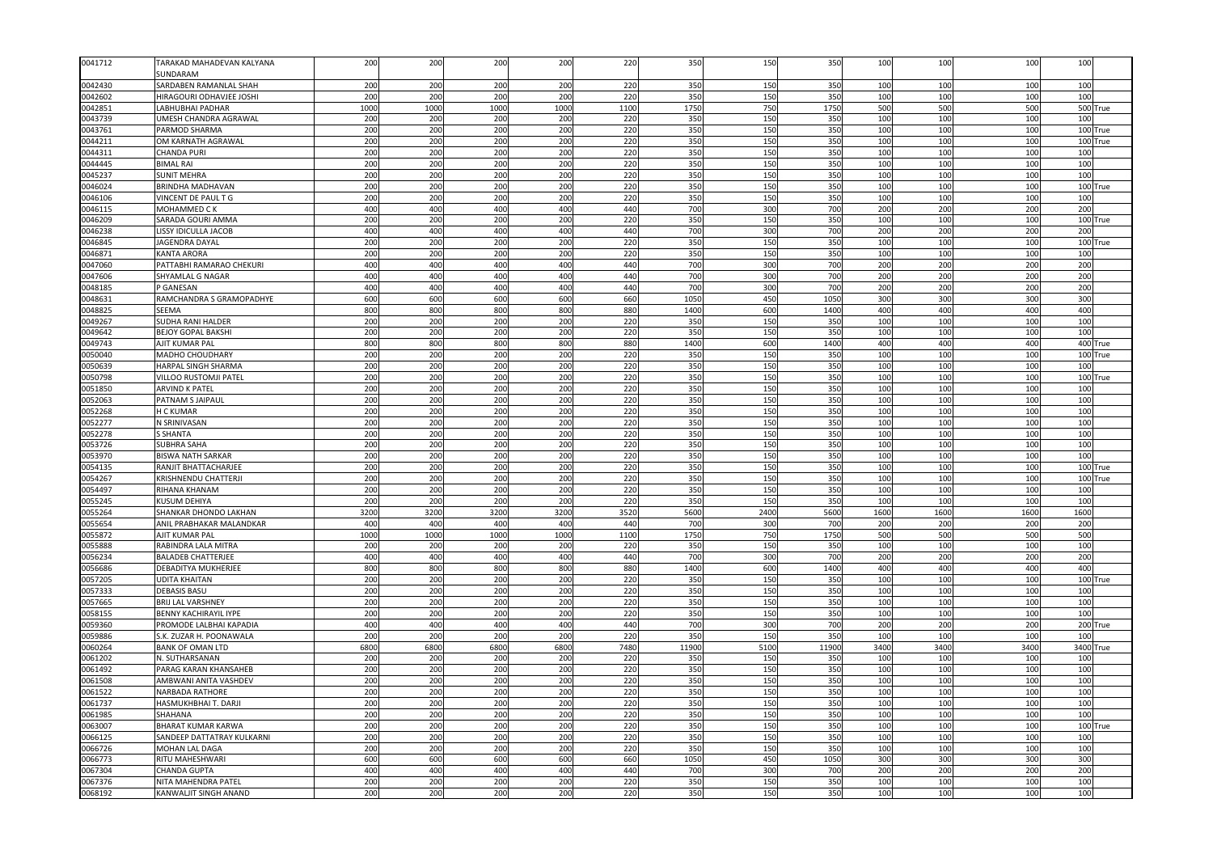| 0041712 | TARAKAD MAHADEVAN KALYANA SUNDARAM | 200 | 200 | 200 | 200 | 220 | 350 | 150 | 350 | 100 | 100 | 100 | 100 | |
|---|---|---|---|---|---|---|---|---|---|---|---|---|---|---|
| 0042430 | SARDABEN RAMANLAL SHAH | 200 | 200 | 200 | 200 | 220 | 350 | 150 | 350 | 100 | 100 | 100 | 100 | |
| 0042602 | HIRAGOURI ODHAVJEE JOSHI | 200 | 200 | 200 | 200 | 220 | 350 | 150 | 350 | 100 | 100 | 100 | 100 | |
| 0042851 | LABHUBHAI PADHAR | 1000 | 1000 | 1000 | 1000 | 1100 | 1750 | 750 | 1750 | 500 | 500 | 500 | 500 | True |
| 0043739 | UMESH CHANDRA AGRAWAL | 200 | 200 | 200 | 200 | 220 | 350 | 150 | 350 | 100 | 100 | 100 | 100 | |
| 0043761 | PARMOD SHARMA | 200 | 200 | 200 | 200 | 220 | 350 | 150 | 350 | 100 | 100 | 100 | 100 | True |
| 0044211 | OM KARNATH AGRAWAL | 200 | 200 | 200 | 200 | 220 | 350 | 150 | 350 | 100 | 100 | 100 | 100 | True |
| 0044311 | CHANDA PURI | 200 | 200 | 200 | 200 | 220 | 350 | 150 | 350 | 100 | 100 | 100 | 100 | |
| 0044445 | BIMAL RAI | 200 | 200 | 200 | 200 | 220 | 350 | 150 | 350 | 100 | 100 | 100 | 100 | |
| 0045237 | SUNIT MEHRA | 200 | 200 | 200 | 200 | 220 | 350 | 150 | 350 | 100 | 100 | 100 | 100 | |
| 0046024 | BRINDHA MADHAVAN | 200 | 200 | 200 | 200 | 220 | 350 | 150 | 350 | 100 | 100 | 100 | 100 | True |
| 0046106 | VINCENT DE PAUL T G | 200 | 200 | 200 | 200 | 220 | 350 | 150 | 350 | 100 | 100 | 100 | 100 | |
| 0046115 | MOHAMMED C K | 400 | 400 | 400 | 400 | 440 | 700 | 300 | 700 | 200 | 200 | 200 | 200 | |
| 0046209 | SARADA GOURI AMMA | 200 | 200 | 200 | 200 | 220 | 350 | 150 | 350 | 100 | 100 | 100 | 100 | True |
| 0046238 | LISSY IDICULLA JACOB | 400 | 400 | 400 | 400 | 440 | 700 | 300 | 700 | 200 | 200 | 200 | 200 | |
| 0046845 | JAGENDRA DAYAL | 200 | 200 | 200 | 200 | 220 | 350 | 150 | 350 | 100 | 100 | 100 | 100 | True |
| 0046871 | KANTA ARORA | 200 | 200 | 200 | 200 | 220 | 350 | 150 | 350 | 100 | 100 | 100 | 100 | |
| 0047060 | PATTABHI RAMARAO CHEKURI | 400 | 400 | 400 | 400 | 440 | 700 | 300 | 700 | 200 | 200 | 200 | 200 | |
| 0047606 | SHYAMLAL G NAGAR | 400 | 400 | 400 | 400 | 440 | 700 | 300 | 700 | 200 | 200 | 200 | 200 | |
| 0048185 | P GANESAN | 400 | 400 | 400 | 400 | 440 | 700 | 300 | 700 | 200 | 200 | 200 | 200 | |
| 0048631 | RAMCHANDRA S GRAMOPADHYE | 600 | 600 | 600 | 600 | 660 | 1050 | 450 | 1050 | 300 | 300 | 300 | 300 | |
| 0048825 | SEEMA | 800 | 800 | 800 | 800 | 880 | 1400 | 600 | 1400 | 400 | 400 | 400 | 400 | |
| 0049267 | SUDHA RANI HALDER | 200 | 200 | 200 | 200 | 220 | 350 | 150 | 350 | 100 | 100 | 100 | 100 | |
| 0049642 | BEJOY GOPAL BAKSHI | 200 | 200 | 200 | 200 | 220 | 350 | 150 | 350 | 100 | 100 | 100 | 100 | |
| 0049743 | AJIT KUMAR PAL | 800 | 800 | 800 | 800 | 880 | 1400 | 600 | 1400 | 400 | 400 | 400 | 400 | True |
| 0050040 | MADHO CHOUDHARY | 200 | 200 | 200 | 200 | 220 | 350 | 150 | 350 | 100 | 100 | 100 | 100 | True |
| 0050639 | HARPAL SINGH SHARMA | 200 | 200 | 200 | 200 | 220 | 350 | 150 | 350 | 100 | 100 | 100 | 100 | |
| 0050798 | VILLOO RUSTOMJI PATEL | 200 | 200 | 200 | 200 | 220 | 350 | 150 | 350 | 100 | 100 | 100 | 100 | True |
| 0051850 | ARVIND K PATEL | 200 | 200 | 200 | 200 | 220 | 350 | 150 | 350 | 100 | 100 | 100 | 100 | |
| 0052063 | PATNAM S JAIPAUL | 200 | 200 | 200 | 200 | 220 | 350 | 150 | 350 | 100 | 100 | 100 | 100 | |
| 0052268 | H C KUMAR | 200 | 200 | 200 | 200 | 220 | 350 | 150 | 350 | 100 | 100 | 100 | 100 | |
| 0052277 | N SRINIVASAN | 200 | 200 | 200 | 200 | 220 | 350 | 150 | 350 | 100 | 100 | 100 | 100 | |
| 0052278 | S SHANTA | 200 | 200 | 200 | 200 | 220 | 350 | 150 | 350 | 100 | 100 | 100 | 100 | |
| 0053726 | SUBHRA SAHA | 200 | 200 | 200 | 200 | 220 | 350 | 150 | 350 | 100 | 100 | 100 | 100 | |
| 0053970 | BISWA NATH SARKAR | 200 | 200 | 200 | 200 | 220 | 350 | 150 | 350 | 100 | 100 | 100 | 100 | |
| 0054135 | RANJIT BHATTACHARJEE | 200 | 200 | 200 | 200 | 220 | 350 | 150 | 350 | 100 | 100 | 100 | 100 | True |
| 0054267 | KRISHNENDU CHATTERJI | 200 | 200 | 200 | 200 | 220 | 350 | 150 | 350 | 100 | 100 | 100 | 100 | True |
| 0054497 | RIHANA KHANAM | 200 | 200 | 200 | 200 | 220 | 350 | 150 | 350 | 100 | 100 | 100 | 100 | |
| 0055245 | KUSUM DEHIYA | 200 | 200 | 200 | 200 | 220 | 350 | 150 | 350 | 100 | 100 | 100 | 100 | |
| 0055264 | SHANKAR DHONDO LAKHAN | 3200 | 3200 | 3200 | 3200 | 3520 | 5600 | 2400 | 5600 | 1600 | 1600 | 1600 | 1600 | |
| 0055654 | ANIL PRABHAKAR MALANDKAR | 400 | 400 | 400 | 400 | 440 | 700 | 300 | 700 | 200 | 200 | 200 | 200 | |
| 0055872 | AJIT KUMAR PAL | 1000 | 1000 | 1000 | 1000 | 1100 | 1750 | 750 | 1750 | 500 | 500 | 500 | 500 | |
| 0055888 | RABINDRA LALA MITRA | 200 | 200 | 200 | 200 | 220 | 350 | 150 | 350 | 100 | 100 | 100 | 100 | |
| 0056234 | BALADEB CHATTERJEE | 400 | 400 | 400 | 400 | 440 | 700 | 300 | 700 | 200 | 200 | 200 | 200 | |
| 0056686 | DEBADITYA MUKHERJEE | 800 | 800 | 800 | 800 | 880 | 1400 | 600 | 1400 | 400 | 400 | 400 | 400 | |
| 0057205 | UDITA KHAITAN | 200 | 200 | 200 | 200 | 220 | 350 | 150 | 350 | 100 | 100 | 100 | 100 | True |
| 0057333 | DEBASIS BASU | 200 | 200 | 200 | 200 | 220 | 350 | 150 | 350 | 100 | 100 | 100 | 100 | |
| 0057665 | BRIJ LAL VARSHNEY | 200 | 200 | 200 | 200 | 220 | 350 | 150 | 350 | 100 | 100 | 100 | 100 | |
| 0058155 | BENNY KACHIRAYIL IYPE | 200 | 200 | 200 | 200 | 220 | 350 | 150 | 350 | 100 | 100 | 100 | 100 | |
| 0059360 | PROMODE LALBHAI KAPADIA | 400 | 400 | 400 | 400 | 440 | 700 | 300 | 700 | 200 | 200 | 200 | 200 | True |
| 0059886 | S.K. ZUZAR H. POONAWALA | 200 | 200 | 200 | 200 | 220 | 350 | 150 | 350 | 100 | 100 | 100 | 100 | |
| 0060264 | BANK OF OMAN LTD | 6800 | 6800 | 6800 | 6800 | 7480 | 11900 | 5100 | 11900 | 3400 | 3400 | 3400 | 3400 | True |
| 0061202 | N. SUTHARSANAN | 200 | 200 | 200 | 200 | 220 | 350 | 150 | 350 | 100 | 100 | 100 | 100 | |
| 0061492 | PARAG KARAN KHANSAHEB | 200 | 200 | 200 | 200 | 220 | 350 | 150 | 350 | 100 | 100 | 100 | 100 | |
| 0061508 | AMBWANI ANITA VASHDEV | 200 | 200 | 200 | 200 | 220 | 350 | 150 | 350 | 100 | 100 | 100 | 100 | |
| 0061522 | NARBADA RATHORE | 200 | 200 | 200 | 200 | 220 | 350 | 150 | 350 | 100 | 100 | 100 | 100 | |
| 0061737 | HASMUKHBHAI T. DARJI | 200 | 200 | 200 | 200 | 220 | 350 | 150 | 350 | 100 | 100 | 100 | 100 | |
| 0061985 | SHAHANA | 200 | 200 | 200 | 200 | 220 | 350 | 150 | 350 | 100 | 100 | 100 | 100 | |
| 0063007 | BHARAT KUMAR KARWA | 200 | 200 | 200 | 200 | 220 | 350 | 150 | 350 | 100 | 100 | 100 | 100 | True |
| 0066125 | SANDEEP DATTATRAY KULKARNI | 200 | 200 | 200 | 200 | 220 | 350 | 150 | 350 | 100 | 100 | 100 | 100 | |
| 0066726 | MOHAN LAL DAGA | 200 | 200 | 200 | 200 | 220 | 350 | 150 | 350 | 100 | 100 | 100 | 100 | |
| 0066773 | RITU MAHESHWARI | 600 | 600 | 600 | 600 | 660 | 1050 | 450 | 1050 | 300 | 300 | 300 | 300 | |
| 0067304 | CHANDA GUPTA | 400 | 400 | 400 | 400 | 440 | 700 | 300 | 700 | 200 | 200 | 200 | 200 | |
| 0067376 | NITA MAHENDRA PATEL | 200 | 200 | 200 | 200 | 220 | 350 | 150 | 350 | 100 | 100 | 100 | 100 | |
| 0068192 | KANWALJIT SINGH ANAND | 200 | 200 | 200 | 200 | 220 | 350 | 150 | 350 | 100 | 100 | 100 | 100 | |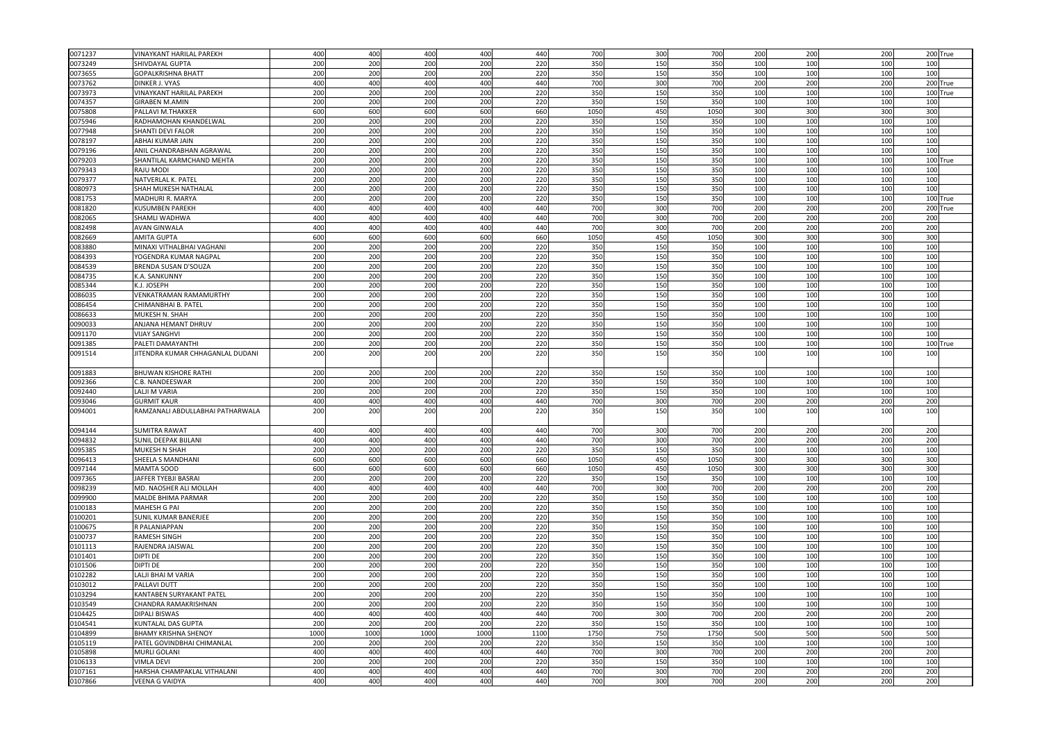| | | | | | | | | | | | | | |
|---|---|---|---|---|---|---|---|---|---|---|---|---|---|
| 0071237 | VINAYKANT HARILAL PAREKH | 400 | 400 | 400 | 400 | 440 | 700 | 300 | 700 | 200 | 200 | 200 | 200 True |
| 0073249 | SHIVDAYAL GUPTA | 200 | 200 | 200 | 200 | 220 | 350 | 150 | 350 | 100 | 100 | 100 | 100 |
| 0073655 | GOPALKRISHNA BHATT | 200 | 200 | 200 | 200 | 220 | 350 | 150 | 350 | 100 | 100 | 100 | 100 |
| 0073762 | DINKER J. VYAS | 400 | 400 | 400 | 400 | 440 | 700 | 300 | 700 | 200 | 200 | 200 | 200 True |
| 0073973 | VINAYKANT HARILAL PAREKH | 200 | 200 | 200 | 200 | 220 | 350 | 150 | 350 | 100 | 100 | 100 | 100 True |
| 0074357 | GIRABEN M.AMIN | 200 | 200 | 200 | 200 | 220 | 350 | 150 | 350 | 100 | 100 | 100 | 100 |
| 0075808 | PALLAVI M.THAKKER | 600 | 600 | 600 | 600 | 660 | 1050 | 450 | 1050 | 300 | 300 | 300 | 300 |
| 0075946 | RADHAMOHAN KHANDELWAL | 200 | 200 | 200 | 200 | 220 | 350 | 150 | 350 | 100 | 100 | 100 | 100 |
| 0077948 | SHANTI DEVI FALOR | 200 | 200 | 200 | 200 | 220 | 350 | 150 | 350 | 100 | 100 | 100 | 100 |
| 0078197 | ABHAI KUMAR JAIN | 200 | 200 | 200 | 200 | 220 | 350 | 150 | 350 | 100 | 100 | 100 | 100 |
| 0079196 | ANIL CHANDRABHAN AGRAWAL | 200 | 200 | 200 | 200 | 220 | 350 | 150 | 350 | 100 | 100 | 100 | 100 |
| 0079203 | SHANTILAL KARMCHAND MEHTA | 200 | 200 | 200 | 200 | 220 | 350 | 150 | 350 | 100 | 100 | 100 | 100 True |
| 0079343 | RAJU MODI | 200 | 200 | 200 | 200 | 220 | 350 | 150 | 350 | 100 | 100 | 100 | 100 |
| 0079377 | NATVERLAL K. PATEL | 200 | 200 | 200 | 200 | 220 | 350 | 150 | 350 | 100 | 100 | 100 | 100 |
| 0080973 | SHAH MUKESH NATHALAL | 200 | 200 | 200 | 200 | 220 | 350 | 150 | 350 | 100 | 100 | 100 | 100 |
| 0081753 | MADHURI R. MARYA | 200 | 200 | 200 | 200 | 220 | 350 | 150 | 350 | 100 | 100 | 100 | 100 True |
| 0081820 | KUSUMBEN PAREKH | 400 | 400 | 400 | 400 | 440 | 700 | 300 | 700 | 200 | 200 | 200 | 200 True |
| 0082065 | SHAMLI WADHWA | 400 | 400 | 400 | 400 | 440 | 700 | 300 | 700 | 200 | 200 | 200 | 200 |
| 0082498 | AVAN GINWALA | 400 | 400 | 400 | 400 | 440 | 700 | 300 | 700 | 200 | 200 | 200 | 200 |
| 0082669 | AMITA GUPTA | 600 | 600 | 600 | 600 | 660 | 1050 | 450 | 1050 | 300 | 300 | 300 | 300 |
| 0083880 | MINAXI VITHALBHAI VAGHANI | 200 | 200 | 200 | 200 | 220 | 350 | 150 | 350 | 100 | 100 | 100 | 100 |
| 0084393 | YOGENDRA KUMAR NAGPAL | 200 | 200 | 200 | 200 | 220 | 350 | 150 | 350 | 100 | 100 | 100 | 100 |
| 0084539 | BRENDA SUSAN D'SOUZA | 200 | 200 | 200 | 200 | 220 | 350 | 150 | 350 | 100 | 100 | 100 | 100 |
| 0084735 | K.A. SANKUNNY | 200 | 200 | 200 | 200 | 220 | 350 | 150 | 350 | 100 | 100 | 100 | 100 |
| 0085344 | K.J. JOSEPH | 200 | 200 | 200 | 200 | 220 | 350 | 150 | 350 | 100 | 100 | 100 | 100 |
| 0086035 | VENKATRAMAN RAMAMURTHY | 200 | 200 | 200 | 200 | 220 | 350 | 150 | 350 | 100 | 100 | 100 | 100 |
| 0086454 | CHIMANBHAI B. PATEL | 200 | 200 | 200 | 200 | 220 | 350 | 150 | 350 | 100 | 100 | 100 | 100 |
| 0086633 | MUKESH N. SHAH | 200 | 200 | 200 | 200 | 220 | 350 | 150 | 350 | 100 | 100 | 100 | 100 |
| 0090033 | ANJANA HEMANT DHRUV | 200 | 200 | 200 | 200 | 220 | 350 | 150 | 350 | 100 | 100 | 100 | 100 |
| 0091170 | VIJAY SANGHVI | 200 | 200 | 200 | 200 | 220 | 350 | 150 | 350 | 100 | 100 | 100 | 100 |
| 0091385 | PALETI DAMAYANTHI | 200 | 200 | 200 | 200 | 220 | 350 | 150 | 350 | 100 | 100 | 100 | 100 True |
| 0091514 | JITENDRA KUMAR CHHAGANLAL DUDANI | 200 | 200 | 200 | 200 | 220 | 350 | 150 | 350 | 100 | 100 | 100 | 100 |
| 0091883 | BHUWAN KISHORE RATHI | 200 | 200 | 200 | 200 | 220 | 350 | 150 | 350 | 100 | 100 | 100 | 100 |
| 0092366 | C.B. NANDEESWAR | 200 | 200 | 200 | 200 | 220 | 350 | 150 | 350 | 100 | 100 | 100 | 100 |
| 0092440 | LALJI M VARIA | 200 | 200 | 200 | 200 | 220 | 350 | 150 | 350 | 100 | 100 | 100 | 100 |
| 0093046 | GURMIT KAUR | 400 | 400 | 400 | 400 | 440 | 700 | 300 | 700 | 200 | 200 | 200 | 200 |
| 0094001 | RAMZANALI ABDULLABHAI PATHARWALA | 200 | 200 | 200 | 200 | 220 | 350 | 150 | 350 | 100 | 100 | 100 | 100 |
| 0094144 | SUMITRA RAWAT | 400 | 400 | 400 | 400 | 440 | 700 | 300 | 700 | 200 | 200 | 200 | 200 |
| 0094832 | SUNIL DEEPAK BIJLANI | 400 | 400 | 400 | 400 | 440 | 700 | 300 | 700 | 200 | 200 | 200 | 200 |
| 0095385 | MUKESH N SHAH | 200 | 200 | 200 | 200 | 220 | 350 | 150 | 350 | 100 | 100 | 100 | 100 |
| 0096413 | SHEELA S MANDHANI | 600 | 600 | 600 | 600 | 660 | 1050 | 450 | 1050 | 300 | 300 | 300 | 300 |
| 0097144 | MAMTA SOOD | 600 | 600 | 600 | 600 | 660 | 1050 | 450 | 1050 | 300 | 300 | 300 | 300 |
| 0097365 | JAFFER TYEBJI BASRAI | 200 | 200 | 200 | 200 | 220 | 350 | 150 | 350 | 100 | 100 | 100 | 100 |
| 0098239 | MD. NAOSHER ALI MOLLAH | 400 | 400 | 400 | 400 | 440 | 700 | 300 | 700 | 200 | 200 | 200 | 200 |
| 0099900 | MALDE BHIMA PARMAR | 200 | 200 | 200 | 200 | 220 | 350 | 150 | 350 | 100 | 100 | 100 | 100 |
| 0100183 | MAHESH G PAI | 200 | 200 | 200 | 200 | 220 | 350 | 150 | 350 | 100 | 100 | 100 | 100 |
| 0100201 | SUNIL KUMAR BANERJEE | 200 | 200 | 200 | 200 | 220 | 350 | 150 | 350 | 100 | 100 | 100 | 100 |
| 0100675 | R PALANIAPPAN | 200 | 200 | 200 | 200 | 220 | 350 | 150 | 350 | 100 | 100 | 100 | 100 |
| 0100737 | RAMESH SINGH | 200 | 200 | 200 | 200 | 220 | 350 | 150 | 350 | 100 | 100 | 100 | 100 |
| 0101113 | RAJENDRA JAISWAL | 200 | 200 | 200 | 200 | 220 | 350 | 150 | 350 | 100 | 100 | 100 | 100 |
| 0101401 | DIPTI DE | 200 | 200 | 200 | 200 | 220 | 350 | 150 | 350 | 100 | 100 | 100 | 100 |
| 0101506 | DIPTI DE | 200 | 200 | 200 | 200 | 220 | 350 | 150 | 350 | 100 | 100 | 100 | 100 |
| 0102282 | LALJI BHAI M VARIA | 200 | 200 | 200 | 200 | 220 | 350 | 150 | 350 | 100 | 100 | 100 | 100 |
| 0103012 | PALLAVI DUTT | 200 | 200 | 200 | 200 | 220 | 350 | 150 | 350 | 100 | 100 | 100 | 100 |
| 0103294 | KANTABEN SURYAKANT PATEL | 200 | 200 | 200 | 200 | 220 | 350 | 150 | 350 | 100 | 100 | 100 | 100 |
| 0103549 | CHANDRA RAMAKRISHNAN | 200 | 200 | 200 | 200 | 220 | 350 | 150 | 350 | 100 | 100 | 100 | 100 |
| 0104425 | DIPALI BISWAS | 400 | 400 | 400 | 400 | 440 | 700 | 300 | 700 | 200 | 200 | 200 | 200 |
| 0104541 | KUNTALAL DAS GUPTA | 200 | 200 | 200 | 200 | 220 | 350 | 150 | 350 | 100 | 100 | 100 | 100 |
| 0104899 | BHAMY KRISHNA SHENOY | 1000 | 1000 | 1000 | 1000 | 1100 | 1750 | 750 | 1750 | 500 | 500 | 500 | 500 |
| 0105119 | PATEL GOVINDBHAI CHIMANLAL | 200 | 200 | 200 | 200 | 220 | 350 | 150 | 350 | 100 | 100 | 100 | 100 |
| 0105898 | MURLI GOLANI | 400 | 400 | 400 | 400 | 440 | 700 | 300 | 700 | 200 | 200 | 200 | 200 |
| 0106133 | VIMLA DEVI | 200 | 200 | 200 | 200 | 220 | 350 | 150 | 350 | 100 | 100 | 100 | 100 |
| 0107161 | HARSHA CHAMPAKLAL VITHALANI | 400 | 400 | 400 | 400 | 440 | 700 | 300 | 700 | 200 | 200 | 200 | 200 |
| 0107866 | VEENA G VAIDYA | 400 | 400 | 400 | 400 | 440 | 700 | 300 | 700 | 200 | 200 | 200 | 200 |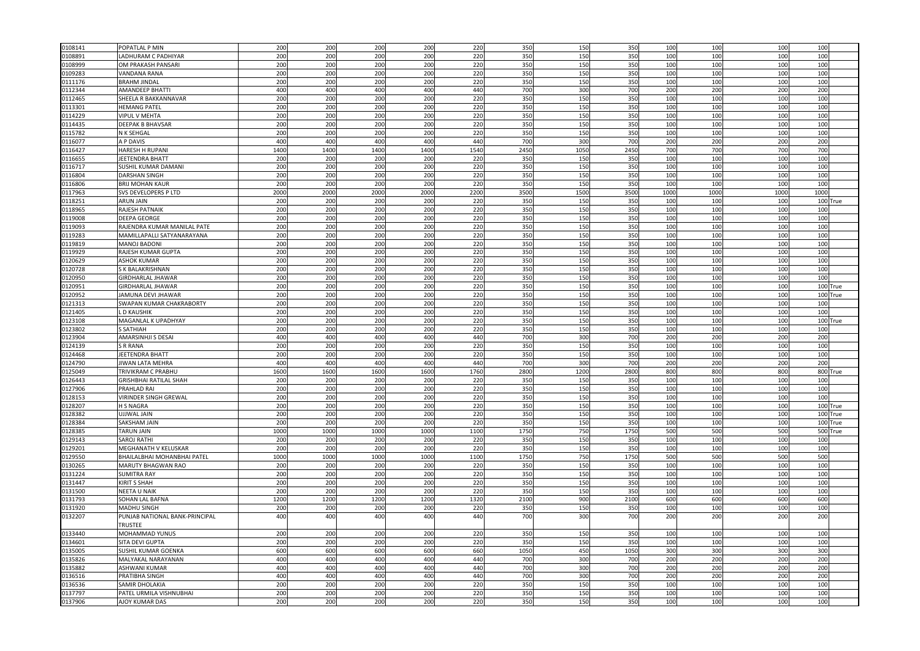| | | | | | | | | | | | | | |
|---|---|---|---|---|---|---|---|---|---|---|---|---|---|
| 0108141 | POPATLAL P MIN | 200 | 200 | 200 | 200 | 220 | 350 | 150 | 350 | 100 | 100 | 100 | 100 | |
| 0108891 | LADHURAM C PADHIYAR | 200 | 200 | 200 | 200 | 220 | 350 | 150 | 350 | 100 | 100 | 100 | 100 | |
| 0108999 | OM PRAKASH PANSARI | 200 | 200 | 200 | 200 | 220 | 350 | 150 | 350 | 100 | 100 | 100 | 100 | |
| 0109283 | VANDANA RANA | 200 | 200 | 200 | 200 | 220 | 350 | 150 | 350 | 100 | 100 | 100 | 100 | |
| 0111176 | BRAHM JINDAL | 200 | 200 | 200 | 200 | 220 | 350 | 150 | 350 | 100 | 100 | 100 | 100 | |
| 0112344 | AMANDEEP BHATTI | 400 | 400 | 400 | 400 | 440 | 700 | 300 | 700 | 200 | 200 | 200 | 200 | |
| 0112465 | SHEELA R BAKKANNAVAR | 200 | 200 | 200 | 200 | 220 | 350 | 150 | 350 | 100 | 100 | 100 | 100 | |
| 0113301 | HEMANG PATEL | 200 | 200 | 200 | 200 | 220 | 350 | 150 | 350 | 100 | 100 | 100 | 100 | |
| 0114229 | VIPUL V MEHTA | 200 | 200 | 200 | 200 | 220 | 350 | 150 | 350 | 100 | 100 | 100 | 100 | |
| 0114435 | DEEPAK B BHAVSAR | 200 | 200 | 200 | 200 | 220 | 350 | 150 | 350 | 100 | 100 | 100 | 100 | |
| 0115782 | N K SEHGAL | 200 | 200 | 200 | 200 | 220 | 350 | 150 | 350 | 100 | 100 | 100 | 100 | |
| 0116077 | A P DAVIS | 400 | 400 | 400 | 400 | 440 | 700 | 300 | 700 | 200 | 200 | 200 | 200 | |
| 0116427 | HARESH H RUPANI | 1400 | 1400 | 1400 | 1400 | 1540 | 2450 | 1050 | 2450 | 700 | 700 | 700 | 700 | |
| 0116655 | JEETENDRA BHATT | 200 | 200 | 200 | 200 | 220 | 350 | 150 | 350 | 100 | 100 | 100 | 100 | |
| 0116717 | SUSHIL KUMAR DAMANI | 200 | 200 | 200 | 200 | 220 | 350 | 150 | 350 | 100 | 100 | 100 | 100 | |
| 0116804 | DARSHAN SINGH | 200 | 200 | 200 | 200 | 220 | 350 | 150 | 350 | 100 | 100 | 100 | 100 | |
| 0116806 | BRIJ MOHAN KAUR | 200 | 200 | 200 | 200 | 220 | 350 | 150 | 350 | 100 | 100 | 100 | 100 | |
| 0117963 | SVS DEVELOPERS P LTD | 2000 | 2000 | 2000 | 2000 | 2200 | 3500 | 1500 | 3500 | 1000 | 1000 | 1000 | 1000 | |
| 0118251 | ARUN JAIN | 200 | 200 | 200 | 200 | 220 | 350 | 150 | 350 | 100 | 100 | 100 | 100 | True |
| 0118965 | RAJESH PATNAIK | 200 | 200 | 200 | 200 | 220 | 350 | 150 | 350 | 100 | 100 | 100 | 100 | |
| 0119008 | DEEPA GEORGE | 200 | 200 | 200 | 200 | 220 | 350 | 150 | 350 | 100 | 100 | 100 | 100 | |
| 0119093 | RAJENDRA KUMAR MANILAL PATE | 200 | 200 | 200 | 200 | 220 | 350 | 150 | 350 | 100 | 100 | 100 | 100 | |
| 0119283 | MAMILLAPALLI SATYANARAYANA | 200 | 200 | 200 | 200 | 220 | 350 | 150 | 350 | 100 | 100 | 100 | 100 | |
| 0119819 | MANOJ BADONI | 200 | 200 | 200 | 200 | 220 | 350 | 150 | 350 | 100 | 100 | 100 | 100 | |
| 0119929 | RAJESH KUMAR GUPTA | 200 | 200 | 200 | 200 | 220 | 350 | 150 | 350 | 100 | 100 | 100 | 100 | |
| 0120629 | ASHOK KUMAR | 200 | 200 | 200 | 200 | 220 | 350 | 150 | 350 | 100 | 100 | 100 | 100 | |
| 0120728 | S K BALAKRISHNAN | 200 | 200 | 200 | 200 | 220 | 350 | 150 | 350 | 100 | 100 | 100 | 100 | |
| 0120950 | GIRDHARLAL JHAWAR | 200 | 200 | 200 | 200 | 220 | 350 | 150 | 350 | 100 | 100 | 100 | 100 | |
| 0120951 | GIRDHARLAL JHAWAR | 200 | 200 | 200 | 200 | 220 | 350 | 150 | 350 | 100 | 100 | 100 | 100 | True |
| 0120952 | JAMUNA DEVI JHAWAR | 200 | 200 | 200 | 200 | 220 | 350 | 150 | 350 | 100 | 100 | 100 | 100 | True |
| 0121313 | SWAPAN KUMAR CHAKRABORTY | 200 | 200 | 200 | 200 | 220 | 350 | 150 | 350 | 100 | 100 | 100 | 100 | |
| 0121405 | L D KAUSHIK | 200 | 200 | 200 | 200 | 220 | 350 | 150 | 350 | 100 | 100 | 100 | 100 | |
| 0123108 | MAGANLAL K UPADHYAY | 200 | 200 | 200 | 200 | 220 | 350 | 150 | 350 | 100 | 100 | 100 | 100 | True |
| 0123802 | S SATHIAH | 200 | 200 | 200 | 200 | 220 | 350 | 150 | 350 | 100 | 100 | 100 | 100 | |
| 0123904 | AMARSINHJI S DESAI | 400 | 400 | 400 | 400 | 440 | 700 | 300 | 700 | 200 | 200 | 200 | 200 | |
| 0124139 | S R RANA | 200 | 200 | 200 | 200 | 220 | 350 | 150 | 350 | 100 | 100 | 100 | 100 | |
| 0124468 | JEETENDRA BHATT | 200 | 200 | 200 | 200 | 220 | 350 | 150 | 350 | 100 | 100 | 100 | 100 | |
| 0124790 | JIWAN LATA MEHRA | 400 | 400 | 400 | 400 | 440 | 700 | 300 | 700 | 200 | 200 | 200 | 200 | |
| 0125049 | TRIVIKRAM C PRABHU | 1600 | 1600 | 1600 | 1600 | 1760 | 2800 | 1200 | 2800 | 800 | 800 | 800 | 800 | True |
| 0126443 | GRISHBHAI RATILAL SHAH | 200 | 200 | 200 | 200 | 220 | 350 | 150 | 350 | 100 | 100 | 100 | 100 | |
| 0127906 | PRAHLAD RAI | 200 | 200 | 200 | 200 | 220 | 350 | 150 | 350 | 100 | 100 | 100 | 100 | |
| 0128153 | VIRINDER SINGH GREWAL | 200 | 200 | 200 | 200 | 220 | 350 | 150 | 350 | 100 | 100 | 100 | 100 | |
| 0128207 | H S NAGRA | 200 | 200 | 200 | 200 | 220 | 350 | 150 | 350 | 100 | 100 | 100 | 100 | True |
| 0128382 | UJJWAL JAIN | 200 | 200 | 200 | 200 | 220 | 350 | 150 | 350 | 100 | 100 | 100 | 100 | True |
| 0128384 | SAKSHAM JAIN | 200 | 200 | 200 | 200 | 220 | 350 | 150 | 350 | 100 | 100 | 100 | 100 | True |
| 0128385 | TARUN JAIN | 1000 | 1000 | 1000 | 1000 | 1100 | 1750 | 750 | 1750 | 500 | 500 | 500 | 500 | True |
| 0129143 | SAROJ RATHI | 200 | 200 | 200 | 200 | 220 | 350 | 150 | 350 | 100 | 100 | 100 | 100 | |
| 0129201 | MEGHANATH V KELUSKAR | 200 | 200 | 200 | 200 | 220 | 350 | 150 | 350 | 100 | 100 | 100 | 100 | |
| 0129550 | BHAILALBHAI MOHANBHAI PATEL | 1000 | 1000 | 1000 | 1000 | 1100 | 1750 | 750 | 1750 | 500 | 500 | 500 | 500 | |
| 0130265 | MARUTY BHAGWAN RAO | 200 | 200 | 200 | 200 | 220 | 350 | 150 | 350 | 100 | 100 | 100 | 100 | |
| 0131224 | SUMITRA RAY | 200 | 200 | 200 | 200 | 220 | 350 | 150 | 350 | 100 | 100 | 100 | 100 | |
| 0131447 | KIRIT S SHAH | 200 | 200 | 200 | 200 | 220 | 350 | 150 | 350 | 100 | 100 | 100 | 100 | |
| 0131500 | NEETA U NAIK | 200 | 200 | 200 | 200 | 220 | 350 | 150 | 350 | 100 | 100 | 100 | 100 | |
| 0131793 | SOHAN LAL BAFNA | 1200 | 1200 | 1200 | 1200 | 1320 | 2100 | 900 | 2100 | 600 | 600 | 600 | 600 | |
| 0131920 | MADHU SINGH | 200 | 200 | 200 | 200 | 220 | 350 | 150 | 350 | 100 | 100 | 100 | 100 | |
| 0132207 | PUNJAB NATIONAL BANK-PRINCIPAL TRUSTEE | 400 | 400 | 400 | 400 | 440 | 700 | 300 | 700 | 200 | 200 | 200 | 200 | |
| 0133440 | MOHAMMAD YUNUS | 200 | 200 | 200 | 200 | 220 | 350 | 150 | 350 | 100 | 100 | 100 | 100 | |
| 0134601 | SITA DEVI GUPTA | 200 | 200 | 200 | 200 | 220 | 350 | 150 | 350 | 100 | 100 | 100 | 100 | |
| 0135005 | SUSHIL KUMAR GOENKA | 600 | 600 | 600 | 600 | 660 | 1050 | 450 | 1050 | 300 | 300 | 300 | 300 | |
| 0135826 | MALYAKAL NARAYANAN | 400 | 400 | 400 | 400 | 440 | 700 | 300 | 700 | 200 | 200 | 200 | 200 | |
| 0135882 | ASHWANI KUMAR | 400 | 400 | 400 | 400 | 440 | 700 | 300 | 700 | 200 | 200 | 200 | 200 | |
| 0136516 | PRATIBHA SINGH | 400 | 400 | 400 | 400 | 440 | 700 | 300 | 700 | 200 | 200 | 200 | 200 | |
| 0136536 | SAMIR DHOLAKIA | 200 | 200 | 200 | 200 | 220 | 350 | 150 | 350 | 100 | 100 | 100 | 100 | |
| 0137797 | PATEL URMILA VISHNUBHAI | 200 | 200 | 200 | 200 | 220 | 350 | 150 | 350 | 100 | 100 | 100 | 100 | |
| 0137906 | AJOY KUMAR DAS | 200 | 200 | 200 | 200 | 220 | 350 | 150 | 350 | 100 | 100 | 100 | 100 | |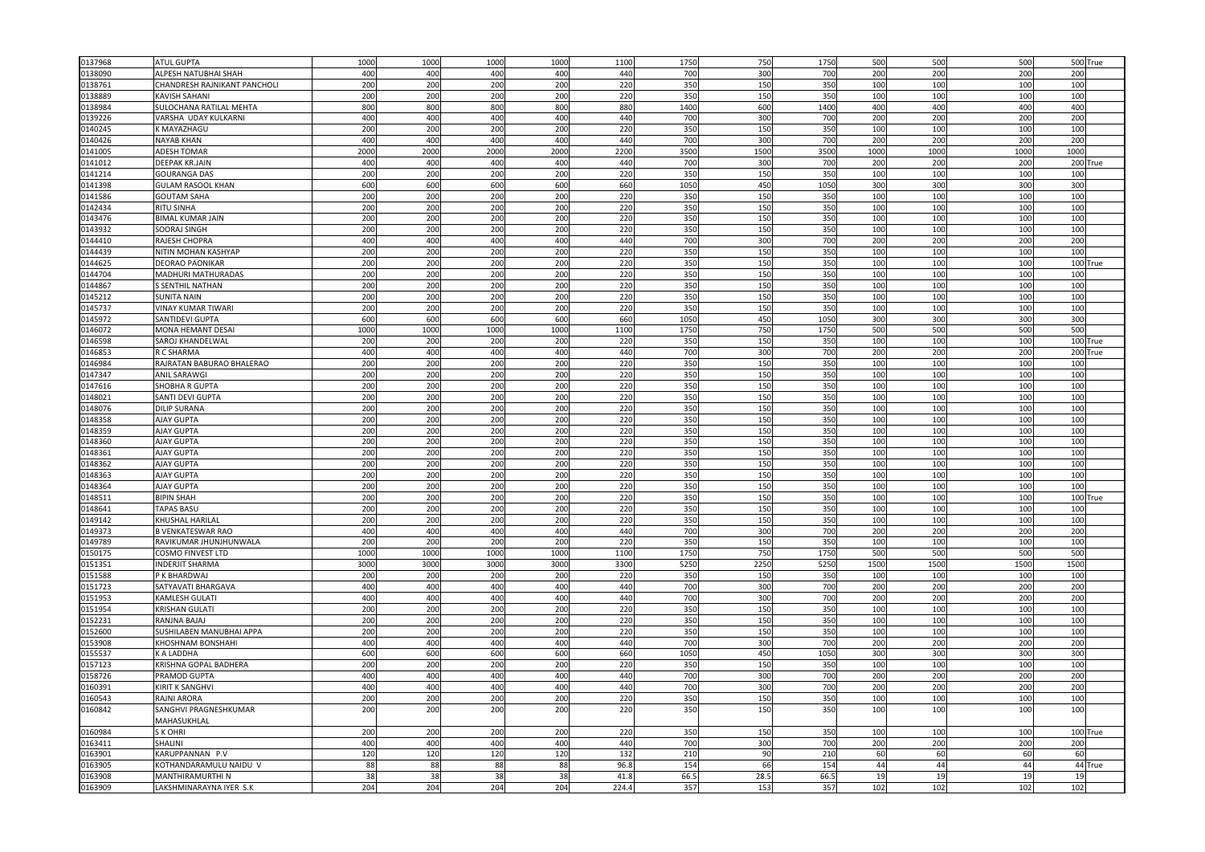| | | | | | | | | | | | | | |
|---|---|---|---|---|---|---|---|---|---|---|---|---|---|
| 0137968 | ATUL GUPTA | 1000 | 1000 | 1000 | 1000 | 1100 | 1750 | 750 | 1750 | 500 | 500 | 500 | 500 True |
| 0138090 | ALPESH NATUBHAI SHAH | 400 | 400 | 400 | 400 | 440 | 700 | 300 | 700 | 200 | 200 | 200 | 200 |
| 0138761 | CHANDRESH RAJNIKANT PANCHOLI | 200 | 200 | 200 | 200 | 220 | 350 | 150 | 350 | 100 | 100 | 100 | 100 |
| 0138889 | KAVISH SAHANI | 200 | 200 | 200 | 200 | 220 | 350 | 150 | 350 | 100 | 100 | 100 | 100 |
| 0138984 | SULOCHANA RATILAL MEHTA | 800 | 800 | 800 | 800 | 880 | 1400 | 600 | 1400 | 400 | 400 | 400 | 400 |
| 0139226 | VARSHA UDAY KULKARNI | 400 | 400 | 400 | 400 | 440 | 700 | 300 | 700 | 200 | 200 | 200 | 200 |
| 0140245 | K MAYAZHAGU | 200 | 200 | 200 | 200 | 220 | 350 | 150 | 350 | 100 | 100 | 100 | 100 |
| 0140426 | NAYAB KHAN | 400 | 400 | 400 | 400 | 440 | 700 | 300 | 700 | 200 | 200 | 200 | 200 |
| 0141005 | ADESH TOMAR | 2000 | 2000 | 2000 | 2000 | 2200 | 3500 | 1500 | 3500 | 1000 | 1000 | 1000 | 1000 |
| 0141012 | DEEPAK KR.JAIN | 400 | 400 | 400 | 400 | 440 | 700 | 300 | 700 | 200 | 200 | 200 | 200 True |
| 0141214 | GOURANGA DAS | 200 | 200 | 200 | 200 | 220 | 350 | 150 | 350 | 100 | 100 | 100 | 100 |
| 0141398 | GULAM RASOOL KHAN | 600 | 600 | 600 | 600 | 660 | 1050 | 450 | 1050 | 300 | 300 | 300 | 300 |
| 0141586 | GOUTAM SAHA | 200 | 200 | 200 | 200 | 220 | 350 | 150 | 350 | 100 | 100 | 100 | 100 |
| 0142434 | RITU SINHA | 200 | 200 | 200 | 200 | 220 | 350 | 150 | 350 | 100 | 100 | 100 | 100 |
| 0143476 | BIMAL KUMAR JAIN | 200 | 200 | 200 | 200 | 220 | 350 | 150 | 350 | 100 | 100 | 100 | 100 |
| 0143932 | SOORAJ SINGH | 200 | 200 | 200 | 200 | 220 | 350 | 150 | 350 | 100 | 100 | 100 | 100 |
| 0144410 | RAJESH CHOPRA | 400 | 400 | 400 | 400 | 440 | 700 | 300 | 700 | 200 | 200 | 200 | 200 |
| 0144439 | NITIN MOHAN KASHYAP | 200 | 200 | 200 | 200 | 220 | 350 | 150 | 350 | 100 | 100 | 100 | 100 |
| 0144625 | DEORAO PAONIKAR | 200 | 200 | 200 | 200 | 220 | 350 | 150 | 350 | 100 | 100 | 100 | 100 True |
| 0144704 | MADHURI MATHURADAS | 200 | 200 | 200 | 200 | 220 | 350 | 150 | 350 | 100 | 100 | 100 | 100 |
| 0144867 | S SENTHIL NATHAN | 200 | 200 | 200 | 200 | 220 | 350 | 150 | 350 | 100 | 100 | 100 | 100 |
| 0145212 | SUNITA NAIN | 200 | 200 | 200 | 200 | 220 | 350 | 150 | 350 | 100 | 100 | 100 | 100 |
| 0145737 | VINAY KUMAR TIWARI | 200 | 200 | 200 | 200 | 220 | 350 | 150 | 350 | 100 | 100 | 100 | 100 |
| 0145972 | SANTIDEVI GUPTA | 600 | 600 | 600 | 600 | 660 | 1050 | 450 | 1050 | 300 | 300 | 300 | 300 |
| 0146072 | MONA HEMANT DESAI | 1000 | 1000 | 1000 | 1000 | 1100 | 1750 | 750 | 1750 | 500 | 500 | 500 | 500 |
| 0146598 | SAROJ KHANDELWAL | 200 | 200 | 200 | 200 | 220 | 350 | 150 | 350 | 100 | 100 | 100 | 100 True |
| 0146853 | R C SHARMA | 400 | 400 | 400 | 400 | 440 | 700 | 300 | 700 | 200 | 200 | 200 | 200 True |
| 0146984 | RAJRATAN BABURAO BHALERAO | 200 | 200 | 200 | 200 | 220 | 350 | 150 | 350 | 100 | 100 | 100 | 100 |
| 0147347 | ANIL SARAWGI | 200 | 200 | 200 | 200 | 220 | 350 | 150 | 350 | 100 | 100 | 100 | 100 |
| 0147616 | SHOBHA R GUPTA | 200 | 200 | 200 | 200 | 220 | 350 | 150 | 350 | 100 | 100 | 100 | 100 |
| 0148021 | SANTI DEVI GUPTA | 200 | 200 | 200 | 200 | 220 | 350 | 150 | 350 | 100 | 100 | 100 | 100 |
| 0148076 | DILIP SURANA | 200 | 200 | 200 | 200 | 220 | 350 | 150 | 350 | 100 | 100 | 100 | 100 |
| 0148358 | AJAY GUPTA | 200 | 200 | 200 | 200 | 220 | 350 | 150 | 350 | 100 | 100 | 100 | 100 |
| 0148359 | AJAY GUPTA | 200 | 200 | 200 | 200 | 220 | 350 | 150 | 350 | 100 | 100 | 100 | 100 |
| 0148360 | AJAY GUPTA | 200 | 200 | 200 | 200 | 220 | 350 | 150 | 350 | 100 | 100 | 100 | 100 |
| 0148361 | AJAY GUPTA | 200 | 200 | 200 | 200 | 220 | 350 | 150 | 350 | 100 | 100 | 100 | 100 |
| 0148362 | AJAY GUPTA | 200 | 200 | 200 | 200 | 220 | 350 | 150 | 350 | 100 | 100 | 100 | 100 |
| 0148363 | AJAY GUPTA | 200 | 200 | 200 | 200 | 220 | 350 | 150 | 350 | 100 | 100 | 100 | 100 |
| 0148364 | AJAY GUPTA | 200 | 200 | 200 | 200 | 220 | 350 | 150 | 350 | 100 | 100 | 100 | 100 |
| 0148511 | BIPIN SHAH | 200 | 200 | 200 | 200 | 220 | 350 | 150 | 350 | 100 | 100 | 100 | 100 True |
| 0148641 | TAPAS BASU | 200 | 200 | 200 | 200 | 220 | 350 | 150 | 350 | 100 | 100 | 100 | 100 |
| 0149142 | KHUSHAL HARILAL | 200 | 200 | 200 | 200 | 220 | 350 | 150 | 350 | 100 | 100 | 100 | 100 |
| 0149373 | B VENKATESWAR RAO | 400 | 400 | 400 | 400 | 440 | 700 | 300 | 700 | 200 | 200 | 200 | 200 |
| 0149789 | RAVIKUMAR JHUNJHUNWALA | 200 | 200 | 200 | 200 | 220 | 350 | 150 | 350 | 100 | 100 | 100 | 100 |
| 0150175 | COSMO FINVEST LTD | 1000 | 1000 | 1000 | 1000 | 1100 | 1750 | 750 | 1750 | 500 | 500 | 500 | 500 |
| 0151351 | INDERJIT SHARMA | 3000 | 3000 | 3000 | 3000 | 3300 | 5250 | 2250 | 5250 | 1500 | 1500 | 1500 | 1500 |
| 0151588 | P K BHARDWAJ | 200 | 200 | 200 | 200 | 220 | 350 | 150 | 350 | 100 | 100 | 100 | 100 |
| 0151723 | SATYAVATI BHARGAVA | 400 | 400 | 400 | 400 | 440 | 700 | 300 | 700 | 200 | 200 | 200 | 200 |
| 0151953 | KAMLESH GULATI | 400 | 400 | 400 | 400 | 440 | 700 | 300 | 700 | 200 | 200 | 200 | 200 |
| 0151954 | KRISHAN GULATI | 200 | 200 | 200 | 200 | 220 | 350 | 150 | 350 | 100 | 100 | 100 | 100 |
| 0152231 | RANJNA BAJAJ | 200 | 200 | 200 | 200 | 220 | 350 | 150 | 350 | 100 | 100 | 100 | 100 |
| 0152600 | SUSHILABEN MANUBHAI APPA | 200 | 200 | 200 | 200 | 220 | 350 | 150 | 350 | 100 | 100 | 100 | 100 |
| 0153908 | KHOSHNAM BONSHAHI | 400 | 400 | 400 | 400 | 440 | 700 | 300 | 700 | 200 | 200 | 200 | 200 |
| 0155537 | K A LADDHA | 600 | 600 | 600 | 600 | 660 | 1050 | 450 | 1050 | 300 | 300 | 300 | 300 |
| 0157123 | KRISHNA GOPAL BADHERA | 200 | 200 | 200 | 200 | 220 | 350 | 150 | 350 | 100 | 100 | 100 | 100 |
| 0158726 | PRAMOD GUPTA | 400 | 400 | 400 | 400 | 440 | 700 | 300 | 700 | 200 | 200 | 200 | 200 |
| 0160391 | KIRIT K SANGHVI | 400 | 400 | 400 | 400 | 440 | 700 | 300 | 700 | 200 | 200 | 200 | 200 |
| 0160543 | RAJNI ARORA | 200 | 200 | 200 | 200 | 220 | 350 | 150 | 350 | 100 | 100 | 100 | 100 |
| 0160842 | SANGHVI PRAGNESHKUMAR MAHASUKHLAL | 200 | 200 | 200 | 200 | 220 | 350 | 150 | 350 | 100 | 100 | 100 | 100 |
| 0160984 | S K OHRI | 200 | 200 | 200 | 200 | 220 | 350 | 150 | 350 | 100 | 100 | 100 | 100 True |
| 0163411 | SHALINI | 400 | 400 | 400 | 400 | 440 | 700 | 300 | 700 | 200 | 200 | 200 | 200 |
| 0163901 | KARUPPANNAN P.V | 120 | 120 | 120 | 120 | 132 | 210 | 90 | 210 | 60 | 60 | 60 | 60 |
| 0163905 | KOTHANDARAMULU NAIDU V | 88 | 88 | 88 | 88 | 96.8 | 154 | 66 | 154 | 44 | 44 | 44 | 44 True |
| 0163908 | MANTHIRAMURTHI N | 38 | 38 | 38 | 38 | 41.8 | 66.5 | 28.5 | 66.5 | 19 | 19 | 19 | 19 |
| 0163909 | LAKSHMINARAYNA IYER S.K | 204 | 204 | 204 | 204 | 224.4 | 357 | 153 | 357 | 102 | 102 | 102 | 102 |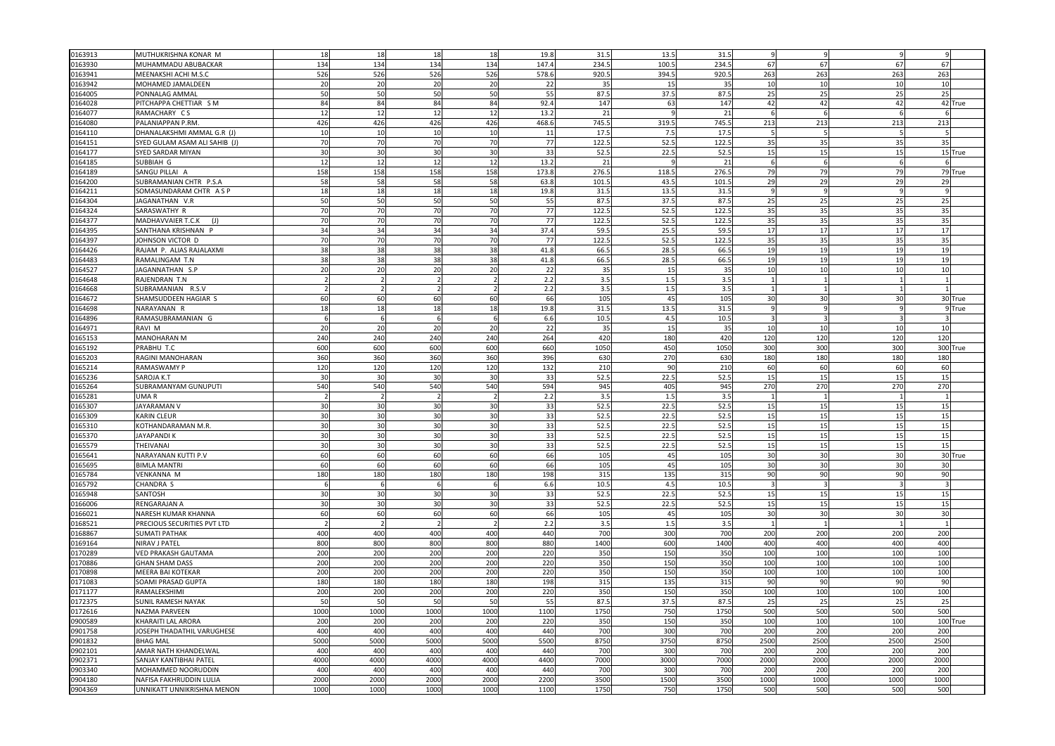| | | | | | | | | | | | | | | |
|---|---|---|---|---|---|---|---|---|---|---|---|---|---|---|
| 0163913 | MUTHUKRISHNA KONAR M | 18 | 18 | 18 | 18 | 19.8 | 31.5 | 13.5 | 31.5 | 9 | 9 | 9 | 9 | |
| 0163930 | MUHAMMADU ABUBACKAR | 134 | 134 | 134 | 134 | 147.4 | 234.5 | 100.5 | 234.5 | 67 | 67 | 67 | 67 | |
| 0163941 | MEENAKSHI ACHI M.S.C | 526 | 526 | 526 | 526 | 578.6 | 920.5 | 394.5 | 920.5 | 263 | 263 | 263 | 263 | |
| 0163942 | MOHAMED JAMALDEEN | 20 | 20 | 20 | 20 | 22 | 35 | 15 | 35 | 10 | 10 | 10 | 10 | |
| 0164005 | PONNALAG AMMAL | 50 | 50 | 50 | 50 | 55 | 87.5 | 37.5 | 87.5 | 25 | 25 | 25 | 25 | |
| 0164028 | PITCHAPPA CHETTIAR S M | 84 | 84 | 84 | 84 | 92.4 | 147 | 63 | 147 | 42 | 42 | 42 | 42 | True |
| 0164077 | RAMACHARY C S | 12 | 12 | 12 | 12 | 13.2 | 21 | 9 | 21 | 6 | 6 | 6 | 6 | |
| 0164080 | PALANIAPPAN P.RM. | 426 | 426 | 426 | 426 | 468.6 | 745.5 | 319.5 | 745.5 | 213 | 213 | 213 | 213 | |
| 0164110 | DHANALAKSHMI AMMAL G.R (J) | 10 | 10 | 10 | 10 | 11 | 17.5 | 7.5 | 17.5 | 5 | 5 | 5 | 5 | |
| 0164151 | SYED GULAM ASAM ALI SAHIB (J) | 70 | 70 | 70 | 70 | 77 | 122.5 | 52.5 | 122.5 | 35 | 35 | 35 | 35 | |
| 0164177 | SYED SARDAR MIYAN | 30 | 30 | 30 | 30 | 33 | 52.5 | 22.5 | 52.5 | 15 | 15 | 15 | 15 | True |
| 0164185 | SUBBIAH G | 12 | 12 | 12 | 12 | 13.2 | 21 | 9 | 21 | 6 | 6 | 6 | 6 | |
| 0164189 | SANGU PILLAI A | 158 | 158 | 158 | 158 | 173.8 | 276.5 | 118.5 | 276.5 | 79 | 79 | 79 | 79 | True |
| 0164200 | SUBRAMANIAN CHTR P.S.A | 58 | 58 | 58 | 58 | 63.8 | 101.5 | 43.5 | 101.5 | 29 | 29 | 29 | 29 | |
| 0164211 | SOMASUNDARAM CHTR A S P | 18 | 18 | 18 | 18 | 19.8 | 31.5 | 13.5 | 31.5 | 9 | 9 | 9 | 9 | |
| 0164304 | JAGANATHAN V.R | 50 | 50 | 50 | 50 | 55 | 87.5 | 37.5 | 87.5 | 25 | 25 | 25 | 25 | |
| 0164324 | SARASWATHY R | 70 | 70 | 70 | 70 | 77 | 122.5 | 52.5 | 122.5 | 35 | 35 | 35 | 35 | |
| 0164377 | MADHAVVAIER T.C.K (J) | 70 | 70 | 70 | 70 | 77 | 122.5 | 52.5 | 122.5 | 35 | 35 | 35 | 35 | |
| 0164395 | SANTHANA KRISHNAN P | 34 | 34 | 34 | 34 | 37.4 | 59.5 | 25.5 | 59.5 | 17 | 17 | 17 | 17 | |
| 0164397 | JOHNSON VICTOR D | 70 | 70 | 70 | 70 | 77 | 122.5 | 52.5 | 122.5 | 35 | 35 | 35 | 35 | |
| 0164426 | RAJAM P. ALIAS RAJALAXMI | 38 | 38 | 38 | 38 | 41.8 | 66.5 | 28.5 | 66.5 | 19 | 19 | 19 | 19 | |
| 0164483 | RAMALINGAM T.N | 38 | 38 | 38 | 38 | 41.8 | 66.5 | 28.5 | 66.5 | 19 | 19 | 19 | 19 | |
| 0164527 | JAGANNATHAN S.P | 20 | 20 | 20 | 20 | 22 | 35 | 15 | 35 | 10 | 10 | 10 | 10 | |
| 0164648 | RAJENDRAN T.N | 2 | 2 | 2 | 2 | 2.2 | 3.5 | 1.5 | 3.5 | 1 | 1 | 1 | 1 | |
| 0164668 | SUBRAMANIAN R.S.V | 2 | 2 | 2 | 2 | 2.2 | 3.5 | 1.5 | 3.5 | 1 | 1 | 1 | 1 | |
| 0164672 | SHAMSUDDEEN HAGIAR S | 60 | 60 | 60 | 60 | 66 | 105 | 45 | 105 | 30 | 30 | 30 | 30 | True |
| 0164698 | NARAYANAN R | 18 | 18 | 18 | 18 | 19.8 | 31.5 | 13.5 | 31.5 | 9 | 9 | 9 | 9 | True |
| 0164896 | RAMASUBRAMANIAN G | 6 | 6 | 6 | 6 | 6.6 | 10.5 | 4.5 | 10.5 | 3 | 3 | 3 | 3 | |
| 0164971 | RAVI M | 20 | 20 | 20 | 20 | 22 | 35 | 15 | 35 | 10 | 10 | 10 | 10 | |
| 0165153 | MANOHARAN M | 240 | 240 | 240 | 240 | 264 | 420 | 180 | 420 | 120 | 120 | 120 | 120 | |
| 0165192 | PRABHU T.C | 600 | 600 | 600 | 600 | 660 | 1050 | 450 | 1050 | 300 | 300 | 300 | 300 | True |
| 0165203 | RAGINI MANOHARAN | 360 | 360 | 360 | 360 | 396 | 630 | 270 | 630 | 180 | 180 | 180 | 180 | |
| 0165214 | RAMASWAMY P | 120 | 120 | 120 | 120 | 132 | 210 | 90 | 210 | 60 | 60 | 60 | 60 | |
| 0165236 | SAROJA K.T | 30 | 30 | 30 | 30 | 33 | 52.5 | 22.5 | 52.5 | 15 | 15 | 15 | 15 | |
| 0165264 | SUBRAMANYAM GUNUPUTI | 540 | 540 | 540 | 540 | 594 | 945 | 405 | 945 | 270 | 270 | 270 | 270 | |
| 0165281 | UMA R | 2 | 2 | 2 | 2 | 2.2 | 3.5 | 1.5 | 3.5 | 1 | 1 | 1 | 1 | |
| 0165307 | JAYARAMAN V | 30 | 30 | 30 | 30 | 33 | 52.5 | 22.5 | 52.5 | 15 | 15 | 15 | 15 | |
| 0165309 | KARIN CLEUR | 30 | 30 | 30 | 30 | 33 | 52.5 | 22.5 | 52.5 | 15 | 15 | 15 | 15 | |
| 0165310 | KOTHANDARAMAN M.R. | 30 | 30 | 30 | 30 | 33 | 52.5 | 22.5 | 52.5 | 15 | 15 | 15 | 15 | |
| 0165370 | JAYAPANDI K | 30 | 30 | 30 | 30 | 33 | 52.5 | 22.5 | 52.5 | 15 | 15 | 15 | 15 | |
| 0165579 | THEIVANAI | 30 | 30 | 30 | 30 | 33 | 52.5 | 22.5 | 52.5 | 15 | 15 | 15 | 15 | |
| 0165641 | NARAYANAN KUTTI P.V | 60 | 60 | 60 | 60 | 66 | 105 | 45 | 105 | 30 | 30 | 30 | 30 | True |
| 0165695 | BIMLA MANTRI | 60 | 60 | 60 | 60 | 66 | 105 | 45 | 105 | 30 | 30 | 30 | 30 | |
| 0165784 | VENKANNA M | 180 | 180 | 180 | 180 | 198 | 315 | 135 | 315 | 90 | 90 | 90 | 90 | |
| 0165792 | CHANDRA S | 6 | 6 | 6 | 6 | 6.6 | 10.5 | 4.5 | 10.5 | 3 | 3 | 3 | 3 | |
| 0165948 | SANTOSH | 30 | 30 | 30 | 30 | 33 | 52.5 | 22.5 | 52.5 | 15 | 15 | 15 | 15 | |
| 0166006 | RENGARAJAN A | 30 | 30 | 30 | 30 | 33 | 52.5 | 22.5 | 52.5 | 15 | 15 | 15 | 15 | |
| 0166021 | NARESH KUMAR KHANNA | 60 | 60 | 60 | 60 | 66 | 105 | 45 | 105 | 30 | 30 | 30 | 30 | |
| 0168521 | PRECIOUS SECURITIES PVT LTD | 2 | 2 | 2 | 2 | 2.2 | 3.5 | 1.5 | 3.5 | 1 | 1 | 1 | 1 | |
| 0168867 | SUMATI PATHAK | 400 | 400 | 400 | 400 | 440 | 700 | 300 | 700 | 200 | 200 | 200 | 200 | |
| 0169164 | NIRAV J PATEL | 800 | 800 | 800 | 800 | 880 | 1400 | 600 | 1400 | 400 | 400 | 400 | 400 | |
| 0170289 | VED PRAKASH GAUTAMA | 200 | 200 | 200 | 200 | 220 | 350 | 150 | 350 | 100 | 100 | 100 | 100 | |
| 0170886 | GHAN SHAM DASS | 200 | 200 | 200 | 200 | 220 | 350 | 150 | 350 | 100 | 100 | 100 | 100 | |
| 0170898 | MEERA BAI KOTEKAR | 200 | 200 | 200 | 200 | 220 | 350 | 150 | 350 | 100 | 100 | 100 | 100 | |
| 0171083 | SOAMI PRASAD GUPTA | 180 | 180 | 180 | 180 | 198 | 315 | 135 | 315 | 90 | 90 | 90 | 90 | |
| 0171177 | RAMALEKSHIMI | 200 | 200 | 200 | 200 | 220 | 350 | 150 | 350 | 100 | 100 | 100 | 100 | |
| 0172375 | SUNIL RAMESH NAYAK | 50 | 50 | 50 | 50 | 55 | 87.5 | 37.5 | 87.5 | 25 | 25 | 25 | 25 | |
| 0172616 | NAZMA PARVEEN | 1000 | 1000 | 1000 | 1000 | 1100 | 1750 | 750 | 1750 | 500 | 500 | 500 | 500 | |
| 0900589 | KHARAITI LAL ARORA | 200 | 200 | 200 | 200 | 220 | 350 | 150 | 350 | 100 | 100 | 100 | 100 | True |
| 0901758 | JOSEPH THADATHIL VARUGHESE | 400 | 400 | 400 | 400 | 440 | 700 | 300 | 700 | 200 | 200 | 200 | 200 | |
| 0901832 | BHAG MAL | 5000 | 5000 | 5000 | 5000 | 5500 | 8750 | 3750 | 8750 | 2500 | 2500 | 2500 | 2500 | |
| 0902101 | AMAR NATH KHANDELWAL | 400 | 400 | 400 | 400 | 440 | 700 | 300 | 700 | 200 | 200 | 200 | 200 | |
| 0902371 | SANJAY KANTIBHAI PATEL | 4000 | 4000 | 4000 | 4000 | 4400 | 7000 | 3000 | 7000 | 2000 | 2000 | 2000 | 2000 | |
| 0903340 | MOHAMMED NOORUDDIN | 400 | 400 | 400 | 400 | 440 | 700 | 300 | 700 | 200 | 200 | 200 | 200 | |
| 0904180 | NAFISA FAKHRUDDIN LULIA | 2000 | 2000 | 2000 | 2000 | 2200 | 3500 | 1500 | 3500 | 1000 | 1000 | 1000 | 1000 | |
| 0904369 | UNNIKATT UNNIKRISHNA MENON | 1000 | 1000 | 1000 | 1000 | 1100 | 1750 | 750 | 1750 | 500 | 500 | 500 | 500 | |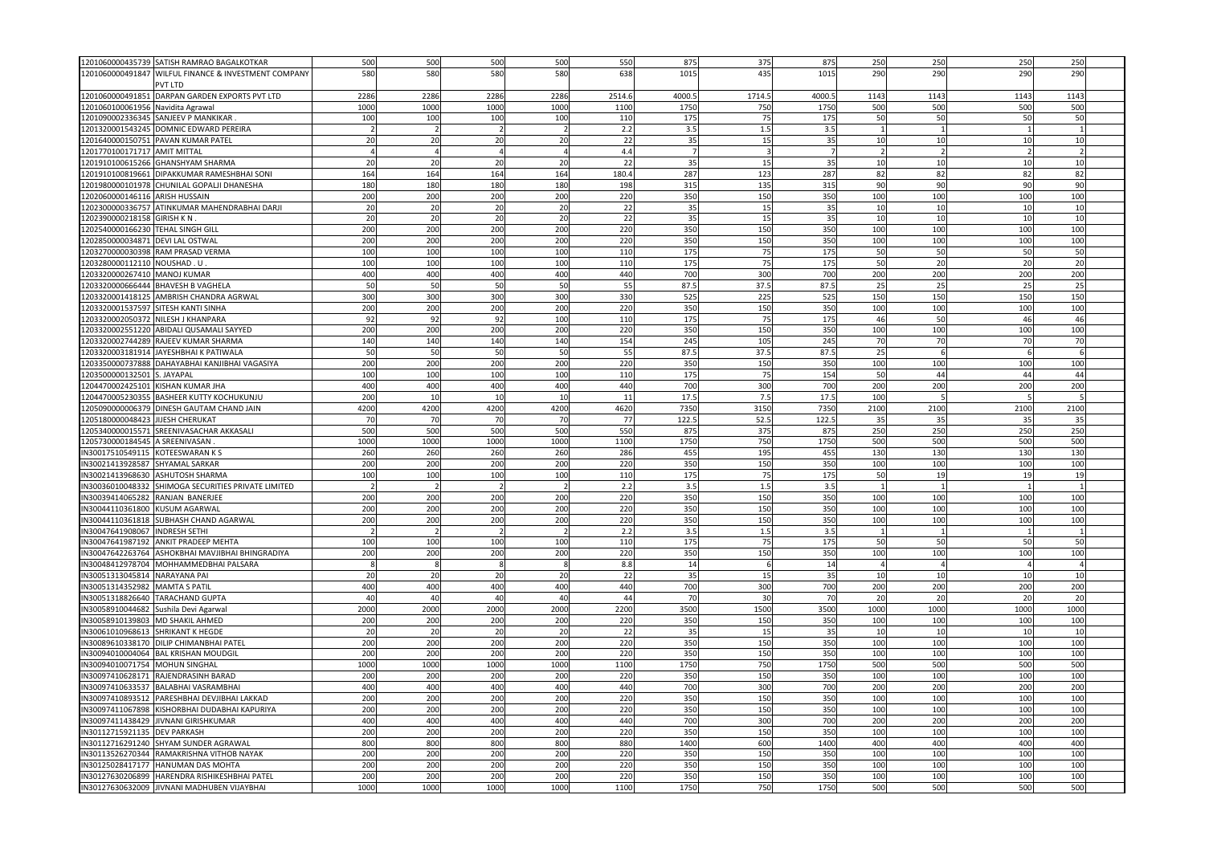| | | | | | | | | | | | | | |
|---|---|---|---|---|---|---|---|---|---|---|---|---|---|
| 1201060000435739 | SATISH RAMRAO BAGALKOTKAR | 500 | 500 | 500 | 500 | 550 | 875 | 375 | 875 | 250 | 250 | 250 | 250 |
| 1201060000491847 | WILFUL FINANCE & INVESTMENT COMPANY PVT LTD | 580 | 580 | 580 | 580 | 638 | 1015 | 435 | 1015 | 290 | 290 | 290 | 290 |
| 1201060000491851 | DARPAN GARDEN EXPORTS PVT LTD | 2286 | 2286 | 2286 | 2286 | 2514.6 | 4000.5 | 1714.5 | 4000.5 | 1143 | 1143 | 1143 | 1143 |
| 1201060100061956 | Navidita Agrawal | 1000 | 1000 | 1000 | 1000 | 1100 | 1750 | 750 | 1750 | 500 | 500 | 500 | 500 |
| 1201090002336345 | SANJEEV P MANKIKAR . | 100 | 100 | 100 | 100 | 110 | 175 | 75 | 175 | 50 | 50 | 50 | 50 |
| 1201320001543245 | DOMNIC EDWARD PEREIRA | 2 | 2 | 2 | 2 | 2.2 | 3.5 | 1.5 | 3.5 | 1 | 1 | 1 | 1 |
| 1201640000150751 | PAVAN KUMAR PATEL | 20 | 20 | 20 | 20 | 22 | 35 | 15 | 35 | 10 | 10 | 10 | 10 |
| 1201770100171717 | AMIT MITTAL | 4 | 4 | 4 | 4 | 4.4 | 7 | 3 | 7 | 2 | 2 | 2 | 2 |
| 1201910100615266 | GHANSHYAM SHARMA | 20 | 20 | 20 | 20 | 22 | 35 | 15 | 35 | 10 | 10 | 10 | 10 |
| 1201910100819661 | DIPAKKUMAR RAMESHBHAI SONI | 164 | 164 | 164 | 164 | 180.4 | 287 | 123 | 287 | 82 | 82 | 82 | 82 |
| 1201980000101978 | CHUNILAL GOPALJI DHANESHA | 180 | 180 | 180 | 180 | 198 | 315 | 135 | 315 | 90 | 90 | 90 | 90 |
| 1202060000146116 | ARISH HUSSAIN | 200 | 200 | 200 | 200 | 220 | 350 | 150 | 350 | 100 | 100 | 100 | 100 |
| 1202300000336757 | ATINKUMAR MAHENDRABHAI DARJI | 20 | 20 | 20 | 20 | 22 | 35 | 15 | 35 | 10 | 10 | 10 | 10 |
| 1202390000218158 | GIRISH K N . | 20 | 20 | 20 | 20 | 22 | 35 | 15 | 35 | 10 | 10 | 10 | 10 |
| 1202540000166230 | TEHAL SINGH GILL | 200 | 200 | 200 | 200 | 220 | 350 | 150 | 350 | 100 | 100 | 100 | 100 |
| 1202850000034871 | DEVI LAL OSTWAL | 200 | 200 | 200 | 200 | 220 | 350 | 150 | 350 | 100 | 100 | 100 | 100 |
| 1203270000030398 | RAM PRASAD VERMA | 100 | 100 | 100 | 100 | 110 | 175 | 75 | 175 | 50 | 50 | 50 | 50 |
| 1203280000112110 | NOUSHAD . U . | 100 | 100 | 100 | 100 | 110 | 175 | 75 | 175 | 50 | 20 | 20 | 20 |
| 1203320000267410 | MANOJ KUMAR | 400 | 400 | 400 | 400 | 440 | 700 | 300 | 700 | 200 | 200 | 200 | 200 |
| 1203320000666444 | BHAVESH B VAGHELA | 50 | 50 | 50 | 50 | 55 | 87.5 | 37.5 | 87.5 | 25 | 25 | 25 | 25 |
| 1203320001418125 | AMBRISH CHANDRA AGRWAL | 300 | 300 | 300 | 300 | 330 | 525 | 225 | 525 | 150 | 150 | 150 | 150 |
| 1203320001537597 | SITESH KANTI SINHA | 200 | 200 | 200 | 200 | 220 | 350 | 150 | 350 | 100 | 100 | 100 | 100 |
| 1203320002050372 | NILESH J KHANPARA | 92 | 92 | 92 | 100 | 110 | 175 | 75 | 175 | 46 | 50 | 46 | 46 |
| 1203320002551220 | ABIDALI QUSAMALI SAYYED | 200 | 200 | 200 | 200 | 220 | 350 | 150 | 350 | 100 | 100 | 100 | 100 |
| 1203320002744289 | RAJEEV KUMAR SHARMA | 140 | 140 | 140 | 140 | 154 | 245 | 105 | 245 | 70 | 70 | 70 | 70 |
| 1203320003181914 | JAYESHBHAI K PATIWALA | 50 | 50 | 50 | 50 | 55 | 87.5 | 37.5 | 87.5 | 25 | 6 | 6 | 6 |
| 1203350000737888 | DAHAYABHAI KANJIBHAI VAGASIYA | 200 | 200 | 200 | 200 | 220 | 350 | 150 | 350 | 100 | 100 | 100 | 100 |
| 1203500000132501 | S. JAYAPAL | 100 | 100 | 100 | 100 | 110 | 175 | 75 | 154 | 50 | 44 | 44 | 44 |
| 1204470002425101 | KISHAN KUMAR JHA | 400 | 400 | 400 | 400 | 440 | 700 | 300 | 700 | 200 | 200 | 200 | 200 |
| 1204470005230355 | BASHEER KUTTY KOCHUKUNJU | 200 | 10 | 10 | 10 | 11 | 17.5 | 7.5 | 17.5 | 100 | 5 | 5 | 5 |
| 1205090000006379 | DINESH GAUTAM CHAND JAIN | 4200 | 4200 | 4200 | 4200 | 4620 | 7350 | 3150 | 7350 | 2100 | 2100 | 2100 | 2100 |
| 1205180000048423 | JIJESH CHERUKAT | 70 | 70 | 70 | 70 | 77 | 122.5 | 52.5 | 122.5 | 35 | 35 | 35 | 35 |
| 1205340000015571 | SREENIVASACHAR AKKASALI | 500 | 500 | 500 | 500 | 550 | 875 | 375 | 875 | 250 | 250 | 250 | 250 |
| 1205730000184545 | A SREENIVASAN . | 1000 | 1000 | 1000 | 1000 | 1100 | 1750 | 750 | 1750 | 500 | 500 | 500 | 500 |
| IN30017510549115 | KOTEESWARAN K S | 260 | 260 | 260 | 260 | 286 | 455 | 195 | 455 | 130 | 130 | 130 | 130 |
| IN30021413928587 | SHYAMAL SARKAR | 200 | 200 | 200 | 200 | 220 | 350 | 150 | 350 | 100 | 100 | 100 | 100 |
| IN30021413968630 | ASHUTOSH SHARMA | 100 | 100 | 100 | 100 | 110 | 175 | 75 | 175 | 50 | 19 | 19 | 19 |
| IN30036010048332 | SHIMOGA SECURITIES PRIVATE LIMITED | 2 | 2 | 2 | 2 | 2.2 | 3.5 | 1.5 | 3.5 | 1 | 1 | 1 | 1 |
| IN30039414065282 | RANJAN BANERJEE | 200 | 200 | 200 | 200 | 220 | 350 | 150 | 350 | 100 | 100 | 100 | 100 |
| IN30044110361800 | KUSUM AGARWAL | 200 | 200 | 200 | 200 | 220 | 350 | 150 | 350 | 100 | 100 | 100 | 100 |
| IN30044110361818 | SUBHASH CHAND AGARWAL | 200 | 200 | 200 | 200 | 220 | 350 | 150 | 350 | 100 | 100 | 100 | 100 |
| IN30047641908067 | INDRESH SETHI | 2 | 2 | 2 | 2 | 2.2 | 3.5 | 1.5 | 3.5 | 1 | 1 | 1 | 1 |
| IN30047641987192 | ANKIT PRADEEP MEHTA | 100 | 100 | 100 | 100 | 110 | 175 | 75 | 175 | 50 | 50 | 50 | 50 |
| IN30047642263764 | ASHOKBHAI MAVJIBHAI BHINGRADIYA | 200 | 200 | 200 | 200 | 220 | 350 | 150 | 350 | 100 | 100 | 100 | 100 |
| IN30048412978704 | MOHHAMMEDBHAI PALSARA | 8 | 8 | 8 | 8 | 8.8 | 14 | 6 | 14 | 4 | 4 | 4 | 4 |
| IN30051313045814 | NARAYANA PAI | 20 | 20 | 20 | 20 | 22 | 35 | 15 | 35 | 10 | 10 | 10 | 10 |
| IN30051314352982 | MAMTA S PATIL | 400 | 400 | 400 | 400 | 440 | 700 | 300 | 700 | 200 | 200 | 200 | 200 |
| IN30051318826640 | TARACHAND GUPTA | 40 | 40 | 40 | 40 | 44 | 70 | 30 | 70 | 20 | 20 | 20 | 20 |
| IN30058910044682 | Sushila Devi Agarwal | 2000 | 2000 | 2000 | 2000 | 2200 | 3500 | 1500 | 3500 | 1000 | 1000 | 1000 | 1000 |
| IN30058910139803 | MD SHAKIL AHMED | 200 | 200 | 200 | 200 | 220 | 350 | 150 | 350 | 100 | 100 | 100 | 100 |
| IN30061010968613 | SHRIKANT K HEGDE | 20 | 20 | 20 | 20 | 22 | 35 | 15 | 35 | 10 | 10 | 10 | 10 |
| IN30089610338170 | DILIP CHIMANBHAI PATEL | 200 | 200 | 200 | 200 | 220 | 350 | 150 | 350 | 100 | 100 | 100 | 100 |
| IN30094010004064 | BAL KRISHAN MOUDGIL | 200 | 200 | 200 | 200 | 220 | 350 | 150 | 350 | 100 | 100 | 100 | 100 |
| IN30094010071754 | MOHUN SINGHAL | 1000 | 1000 | 1000 | 1000 | 1100 | 1750 | 750 | 1750 | 500 | 500 | 500 | 500 |
| IN30097410628171 | RAJENDRASINH BARAD | 200 | 200 | 200 | 200 | 220 | 350 | 150 | 350 | 100 | 100 | 100 | 100 |
| IN30097410633537 | BALABHAI VASRAMBHAI | 400 | 400 | 400 | 400 | 440 | 700 | 300 | 700 | 200 | 200 | 200 | 200 |
| IN30097410893512 | PARESHBHAI DEVJIBHAI LAKKAD | 200 | 200 | 200 | 200 | 220 | 350 | 150 | 350 | 100 | 100 | 100 | 100 |
| IN30097411067898 | KISHORBHAI DUDABHAI KAPURIYA | 200 | 200 | 200 | 200 | 220 | 350 | 150 | 350 | 100 | 100 | 100 | 100 |
| IN30097411438429 | JIVNANI GIRISHKUMAR | 400 | 400 | 400 | 400 | 440 | 700 | 300 | 700 | 200 | 200 | 200 | 200 |
| IN30112715921135 | DEV PARKASH | 200 | 200 | 200 | 200 | 220 | 350 | 150 | 350 | 100 | 100 | 100 | 100 |
| IN30112716291240 | SHYAM SUNDER AGRAWAL | 800 | 800 | 800 | 800 | 880 | 1400 | 600 | 1400 | 400 | 400 | 400 | 400 |
| IN30113526270344 | RAMAKRISHNA VITHOB NAYAK | 200 | 200 | 200 | 200 | 220 | 350 | 150 | 350 | 100 | 100 | 100 | 100 |
| IN30125028417177 | HANUMAN DAS MOHTA | 200 | 200 | 200 | 200 | 220 | 350 | 150 | 350 | 100 | 100 | 100 | 100 |
| IN30127630206899 | HARENDRA RISHIKESHBHAI PATEL | 200 | 200 | 200 | 200 | 220 | 350 | 150 | 350 | 100 | 100 | 100 | 100 |
| IN30127630632009 | JIVNANI MADHUBEN VIJAYBHAI | 1000 | 1000 | 1000 | 1000 | 1100 | 1750 | 750 | 1750 | 500 | 500 | 500 | 500 |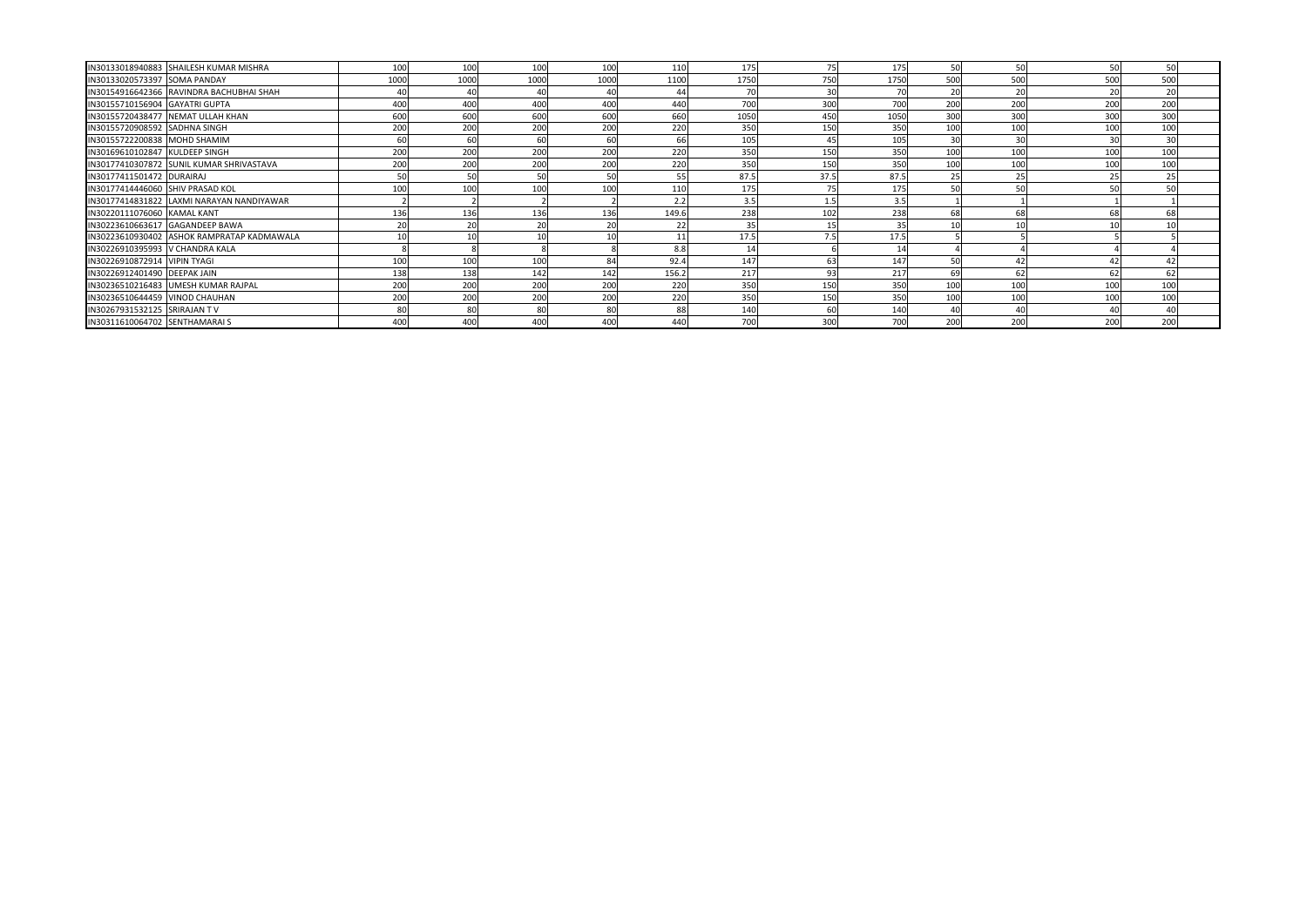| | | | | | | | | | | | | | |
|---|---|---|---|---|---|---|---|---|---|---|---|---|---|
| IN30133018940883 | SHAILESH KUMAR MISHRA | 100 | 100 | 100 | 100 | 110 | 175 | 75 | 175 | 50 | 50 | 50 | 50 |
| IN30133020573397 | SOMA PANDAY | 1000 | 1000 | 1000 | 1000 | 1100 | 1750 | 750 | 1750 | 500 | 500 | 500 | 500 |
| IN30154916642366 | RAVINDRA BACHUBHAI SHAH | 40 | 40 | 40 | 40 | 44 | 70 | 30 | 70 | 20 | 20 | 20 | 20 |
| IN30155710156904 | GAYATRI GUPTA | 400 | 400 | 400 | 400 | 440 | 700 | 300 | 700 | 200 | 200 | 200 | 200 |
| IN30155720438477 | NEMAT ULLAH KHAN | 600 | 600 | 600 | 600 | 660 | 1050 | 450 | 1050 | 300 | 300 | 300 | 300 |
| IN30155720908592 | SADHNA SINGH | 200 | 200 | 200 | 200 | 220 | 350 | 150 | 350 | 100 | 100 | 100 | 100 |
| IN30155722200838 | MOHD SHAMIM | 60 | 60 | 60 | 60 | 66 | 105 | 45 | 105 | 30 | 30 | 30 | 30 |
| IN30169610102847 | KULDEEP SINGH | 200 | 200 | 200 | 200 | 220 | 350 | 150 | 350 | 100 | 100 | 100 | 100 |
| IN30177410307872 | SUNIL KUMAR SHRIVASTAVA | 200 | 200 | 200 | 200 | 220 | 350 | 150 | 350 | 100 | 100 | 100 | 100 |
| IN30177411501472 | DURAIRAJ | 50 | 50 | 50 | 50 | 55 | 87.5 | 37.5 | 87.5 | 25 | 25 | 25 | 25 |
| IN30177414446060 | SHIV PRASAD KOL | 100 | 100 | 100 | 100 | 110 | 175 | 75 | 175 | 50 | 50 | 50 | 50 |
| IN30177414831822 | LAXMI NARAYAN NANDIYAWAR | 2 | 2 | 2 | 2 | 2.2 | 3.5 | 1.5 | 3.5 | 1 | 1 | 1 | 1 |
| IN30220111076060 | KAMAL KANT | 136 | 136 | 136 | 136 | 149.6 | 238 | 102 | 238 | 68 | 68 | 68 | 68 |
| IN30223610663617 | GAGANDEEP BAWA | 20 | 20 | 20 | 20 | 22 | 35 | 15 | 35 | 10 | 10 | 10 | 10 |
| IN30223610930402 | ASHOK RAMPRATAP KADMAWALA | 10 | 10 | 10 | 10 | 11 | 17.5 | 7.5 | 17.5 | 5 | 5 | 5 | 5 |
| IN30226910395993 | V CHANDRA KALA | 8 | 8 | 8 | 8 | 8.8 | 14 | 6 | 14 | 4 | 4 | 4 | 4 |
| IN30226910872914 | VIPIN TYAGI | 100 | 100 | 100 | 84 | 92.4 | 147 | 63 | 147 | 50 | 42 | 42 | 42 |
| IN30226912401490 | DEEPAK JAIN | 138 | 138 | 142 | 142 | 156.2 | 217 | 93 | 217 | 69 | 62 | 62 | 62 |
| IN30236510216483 | UMESH KUMAR RAJPAL | 200 | 200 | 200 | 200 | 220 | 350 | 150 | 350 | 100 | 100 | 100 | 100 |
| IN30236510644459 | VINOD CHAUHAN | 200 | 200 | 200 | 200 | 220 | 350 | 150 | 350 | 100 | 100 | 100 | 100 |
| IN30267931532125 | SRIRAJAN T V | 80 | 80 | 80 | 80 | 88 | 140 | 60 | 140 | 40 | 40 | 40 | 40 |
| IN30311610064702 | SENTHAMARAI S | 400 | 400 | 400 | 400 | 440 | 700 | 300 | 700 | 200 | 200 | 200 | 200 |